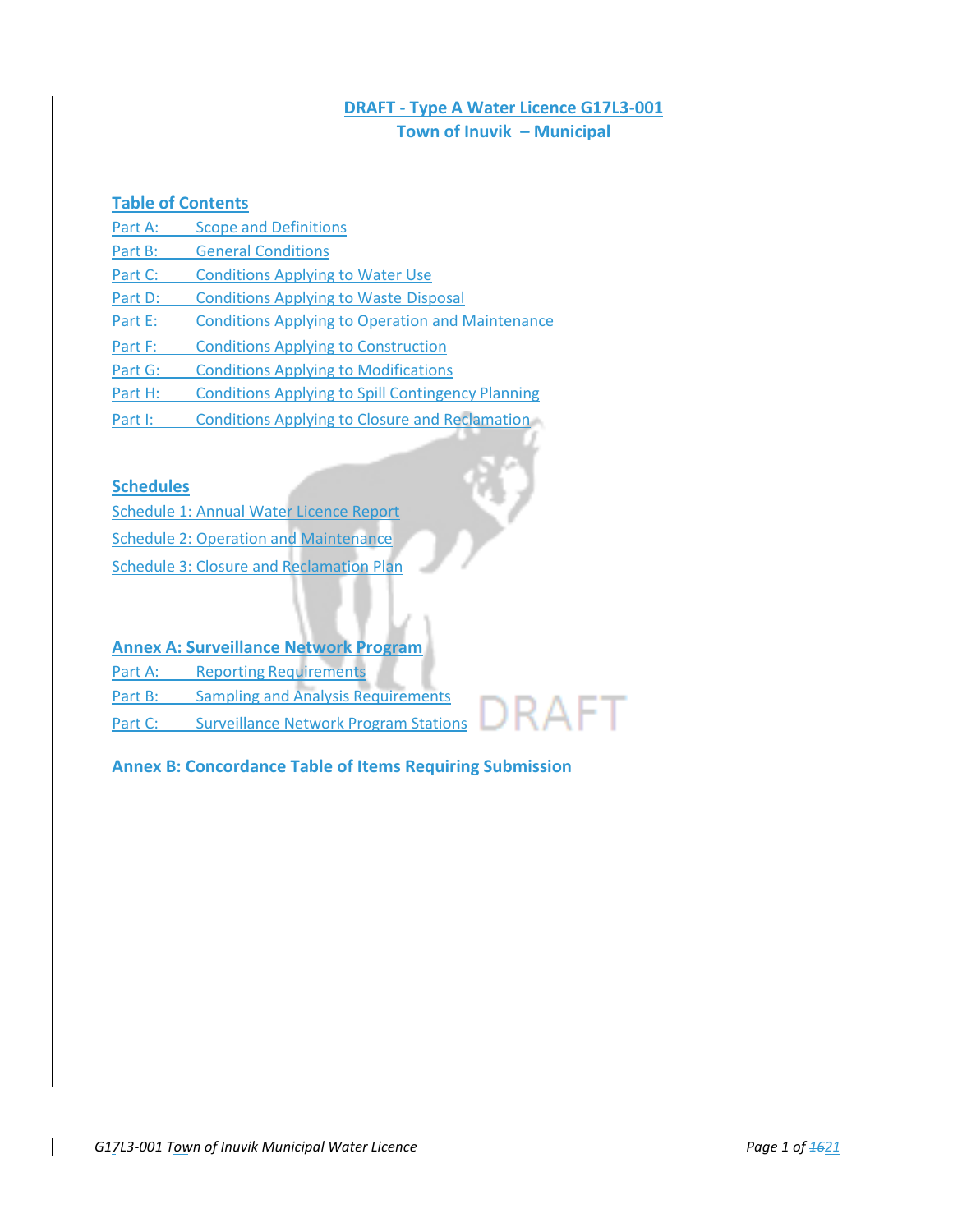# DRAFT - Type A Water Licence G17L3-001
# Town of Inuvik – Municipal

## Table of Contents

Part A: Scope and Definitions
Part B: General Conditions
Part C: Conditions Applying to Water Use
Part D: Conditions Applying to Waste Disposal
Part E: Conditions Applying to Operation and Maintenance
Part F: Conditions Applying to Construction
Part G: Conditions Applying to Modifications
Part H: Conditions Applying to Spill Contingency Planning
Part I: Conditions Applying to Closure and Reclamation

## Schedules

Schedule 1: Annual Water Licence Report
Schedule 2: Operation and Maintenance
Schedule 3: Closure and Reclamation Plan

## Annex A: Surveillance Network Program

Part A: Reporting Requirements
Part B: Sampling and Analysis Requirements
Part C: Surveillance Network Program Stations

## Annex B: Concordance Table of Items Requiring Submission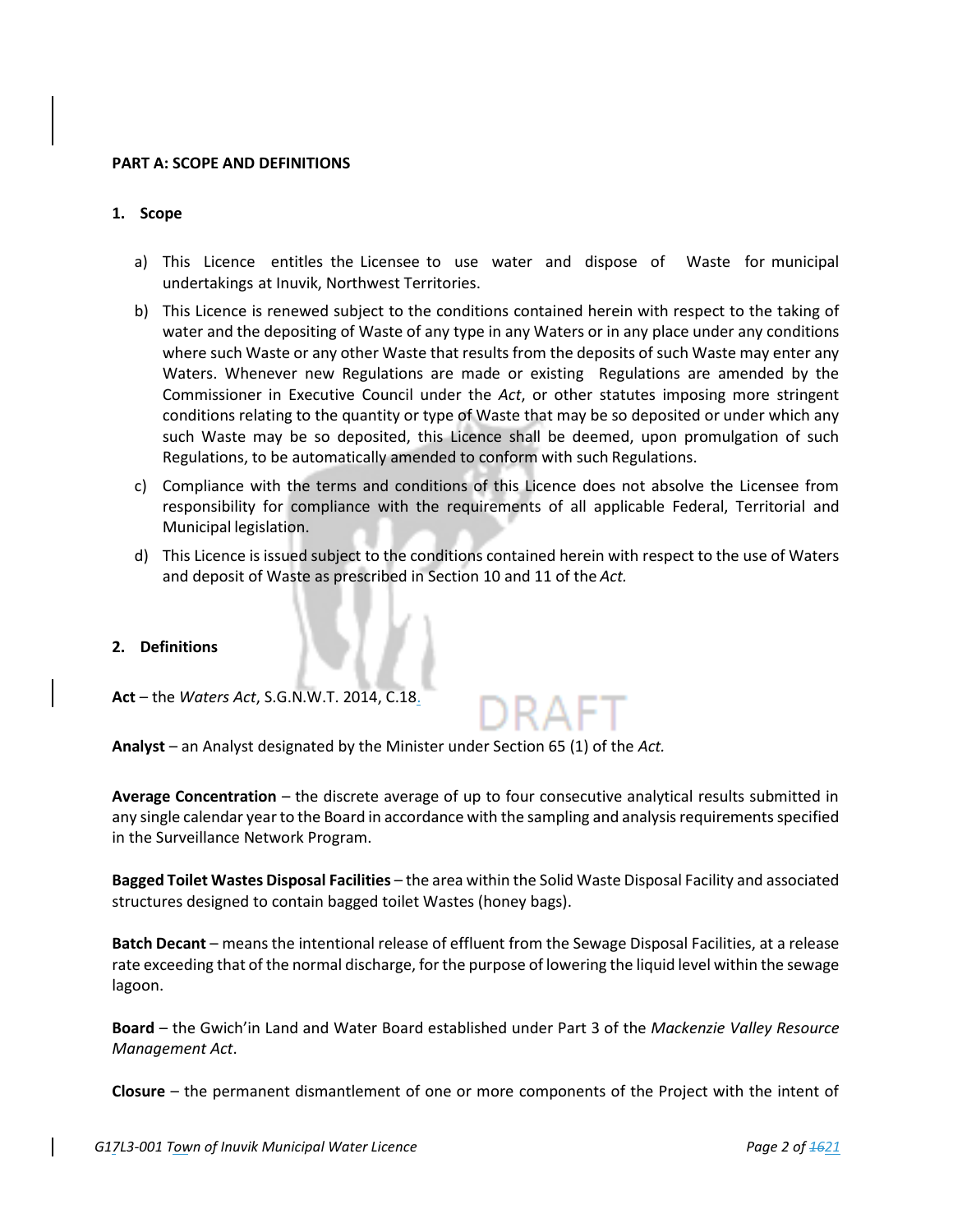**PART A: SCOPE AND DEFINITIONS**

**1. Scope**

a) This Licence entitles the Licensee to use water and dispose of Waste for municipal undertakings at Inuvik, Northwest Territories.

b) This Licence is renewed subject to the conditions contained herein with respect to the taking of water and the depositing of Waste of any type in any Waters or in any place under any conditions where such Waste or any other Waste that results from the deposits of such Waste may enter any Waters. Whenever new Regulations are made or existing Regulations are amended by the Commissioner in Executive Council under the *Act*, or other statutes imposing more stringent conditions relating to the quantity or type of Waste that may be so deposited or under which any such Waste may be so deposited, this Licence shall be deemed, upon promulgation of such Regulations, to be automatically amended to conform with such Regulations.

c) Compliance with the terms and conditions of this Licence does not absolve the Licensee from responsibility for compliance with the requirements of all applicable Federal, Territorial and Municipal legislation.

d) This Licence is issued subject to the conditions contained herein with respect to the use of Waters and deposit of Waste as prescribed in Section 10 and 11 of the *Act.*

**2. Definitions**

**Act** – the *Waters Act*, S.G.N.W.T. 2014, C.18.

**Analyst** – an Analyst designated by the Minister under Section 65 (1) of the *Act.*

**Average Concentration** – the discrete average of up to four consecutive analytical results submitted in any single calendar year to the Board in accordance with the sampling and analysis requirements specified in the Surveillance Network Program.

**Bagged Toilet Wastes Disposal Facilities** – the area within the Solid Waste Disposal Facility and associated structures designed to contain bagged toilet Wastes (honey bags).

**Batch Decant** – means the intentional release of effluent from the Sewage Disposal Facilities, at a release rate exceeding that of the normal discharge, for the purpose of lowering the liquid level within the sewage lagoon.

**Board** – the Gwich'in Land and Water Board established under Part 3 of the *Mackenzie Valley Resource Management Act*.

**Closure** – the permanent dismantlement of one or more components of the Project with the intent of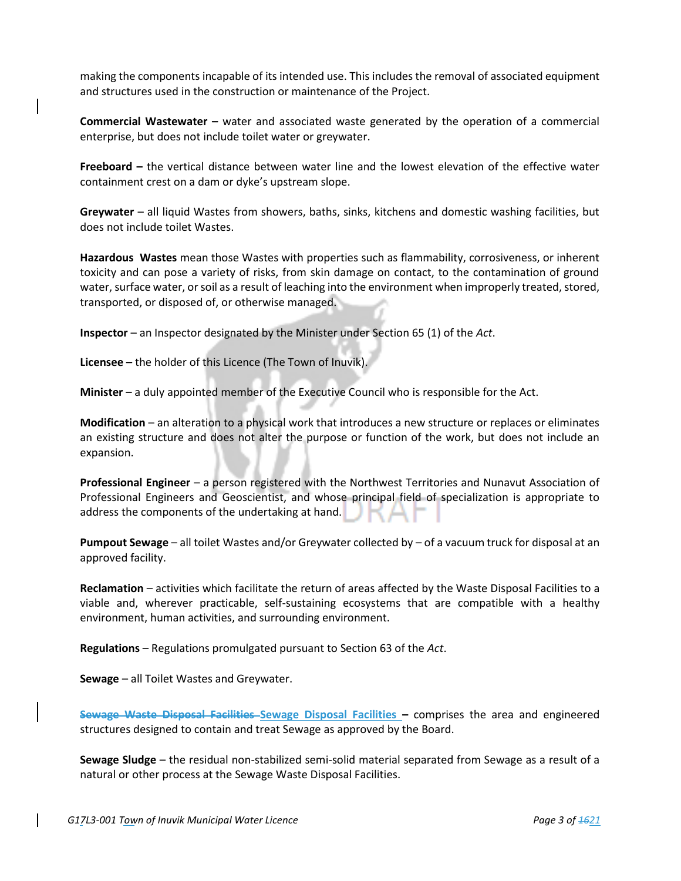making the components incapable of its intended use. This includes the removal of associated equipment and structures used in the construction or maintenance of the Project.

**Commercial Wastewater –** water and associated waste generated by the operation of a commercial enterprise, but does not include toilet water or greywater.

**Freeboard –** the vertical distance between water line and the lowest elevation of the effective water containment crest on a dam or dyke's upstream slope.

**Greywater** – all liquid Wastes from showers, baths, sinks, kitchens and domestic washing facilities, but does not include toilet Wastes.

**Hazardous Wastes** mean those Wastes with properties such as flammability, corrosiveness, or inherent toxicity and can pose a variety of risks, from skin damage on contact, to the contamination of ground water, surface water, or soil as a result of leaching into the environment when improperly treated, stored, transported, or disposed of, or otherwise managed.

**Inspector** – an Inspector designated by the Minister under Section 65 (1) of the *Act*.

**Licensee –** the holder of this Licence (The Town of Inuvik).

**Minister** – a duly appointed member of the Executive Council who is responsible for the Act.

**Modification** – an alteration to a physical work that introduces a new structure or replaces or eliminates an existing structure and does not alter the purpose or function of the work, but does not include an expansion.

**Professional Engineer** – a person registered with the Northwest Territories and Nunavut Association of Professional Engineers and Geoscientist, and whose principal field of specialization is appropriate to address the components of the undertaking at hand.

**Pumpout Sewage** – all toilet Wastes and/or Greywater collected by – of a vacuum truck for disposal at an approved facility.

**Reclamation** – activities which facilitate the return of areas affected by the Waste Disposal Facilities to a viable and, wherever practicable, self-sustaining ecosystems that are compatible with a healthy environment, human activities, and surrounding environment.

**Regulations** – Regulations promulgated pursuant to Section 63 of the *Act*.

**Sewage** – all Toilet Wastes and Greywater.

~~**Sewage Waste Disposal Facilities**~~ **Sewage Disposal Facilities –** comprises the area and engineered structures designed to contain and treat Sewage as approved by the Board.

**Sewage Sludge** – the residual non-stabilized semi-solid material separated from Sewage as a result of a natural or other process at the Sewage Waste Disposal Facilities.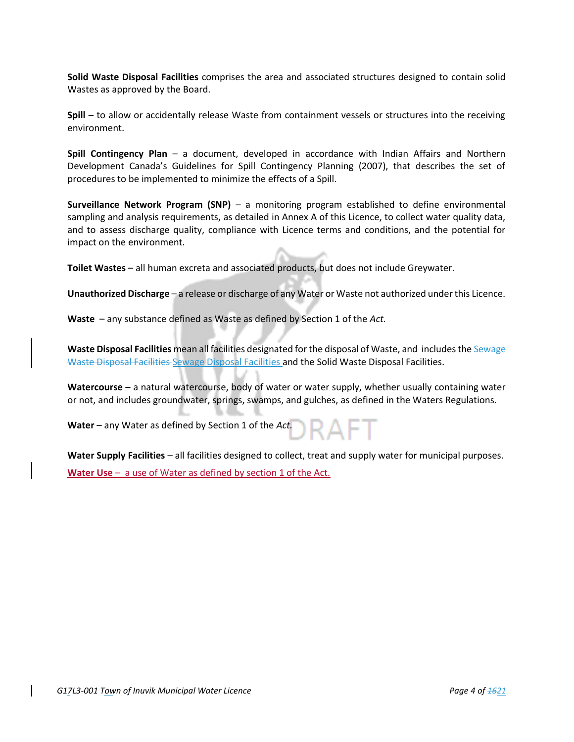**Solid Waste Disposal Facilities** comprises the area and associated structures designed to contain solid Wastes as approved by the Board.

**Spill** – to allow or accidentally release Waste from containment vessels or structures into the receiving environment.

**Spill Contingency Plan** – a document, developed in accordance with Indian Affairs and Northern Development Canada's Guidelines for Spill Contingency Planning (2007), that describes the set of procedures to be implemented to minimize the effects of a Spill.

**Surveillance Network Program (SNP)** – a monitoring program established to define environmental sampling and analysis requirements, as detailed in Annex A of this Licence, to collect water quality data, and to assess discharge quality, compliance with Licence terms and conditions, and the potential for impact on the environment.

**Toilet Wastes** – all human excreta and associated products, but does not include Greywater.

**Unauthorized Discharge** – a release or discharge of any Water or Waste not authorized under this Licence.

**Waste** – any substance defined as Waste as defined by Section 1 of the *Act.*

**Waste Disposal Facilities** mean all facilities designated for the disposal of Waste, and includes the ~~Sewage Waste Disposal Facilities~~ Sewage Disposal Facilities and the Solid Waste Disposal Facilities.

**Watercourse** – a natural watercourse, body of water or water supply, whether usually containing water or not, and includes groundwater, springs, swamps, and gulches, as defined in the Waters Regulations.

**Water** – any Water as defined by Section 1 of the *Act.*

**Water Supply Facilities** – all facilities designed to collect, treat and supply water for municipal purposes.

**Water Use** – a use of Water as defined by section 1 of the Act.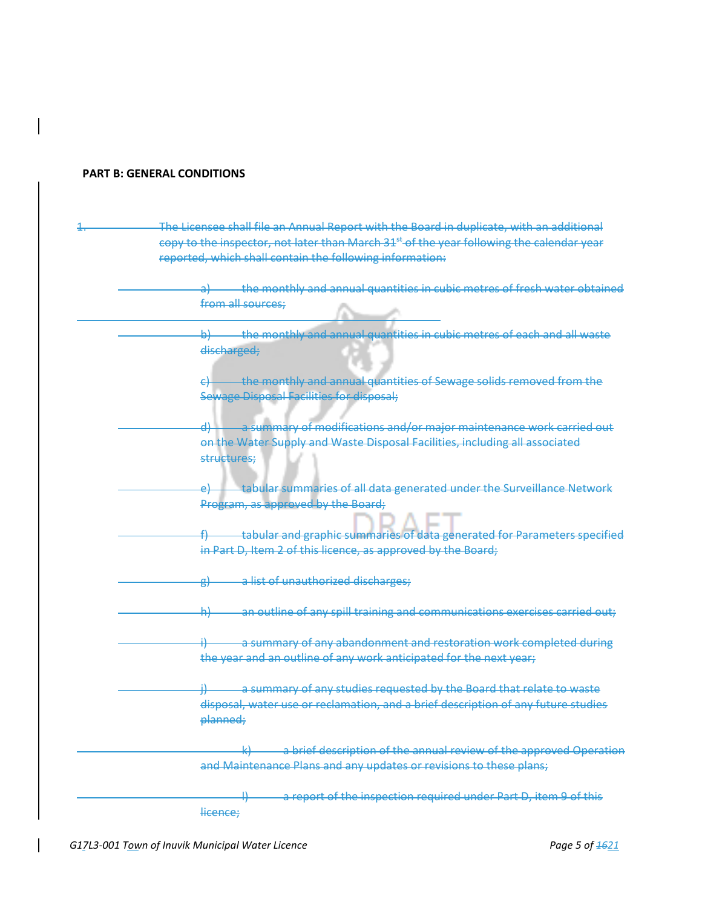**PART B: GENERAL CONDITIONS**

1. ~~The Licensee shall file an Annual Report with the Board in duplicate, with an additional copy to the inspector, not later than March 31st of the year following the calendar year reported, which shall contain the following information:~~

   a) ~~the monthly and annual quantities in cubic metres of fresh water obtained from all sources;~~

   b) ~~the monthly and annual quantities in cubic metres of each and all waste discharged;~~

   c) ~~the monthly and annual quantities of Sewage solids removed from the Sewage Disposal Facilities for disposal;~~

   d) ~~a summary of modifications and/or major maintenance work carried out on the Water Supply and Waste Disposal Facilities, including all associated structures;~~

   e) ~~tabular summaries of all data generated under the Surveillance Network Program, as approved by the Board;~~

   f) ~~tabular and graphic summaries of data generated for Parameters specified in Part D, Item 2 of this licence, as approved by the Board;~~

   g) ~~a list of unauthorized discharges;~~

   h) ~~an outline of any spill training and communications exercises carried out;~~

   i) ~~a summary of any abandonment and restoration work completed during the year and an outline of any work anticipated for the next year;~~

   j) ~~a summary of any studies requested by the Board that relate to waste disposal, water use or reclamation, and a brief description of any future studies planned;~~

   k) ~~a brief description of the annual review of the approved Operation and Maintenance Plans and any updates or revisions to these plans;~~

   l) ~~a report of the inspection required under Part D, item 9 of this licence;~~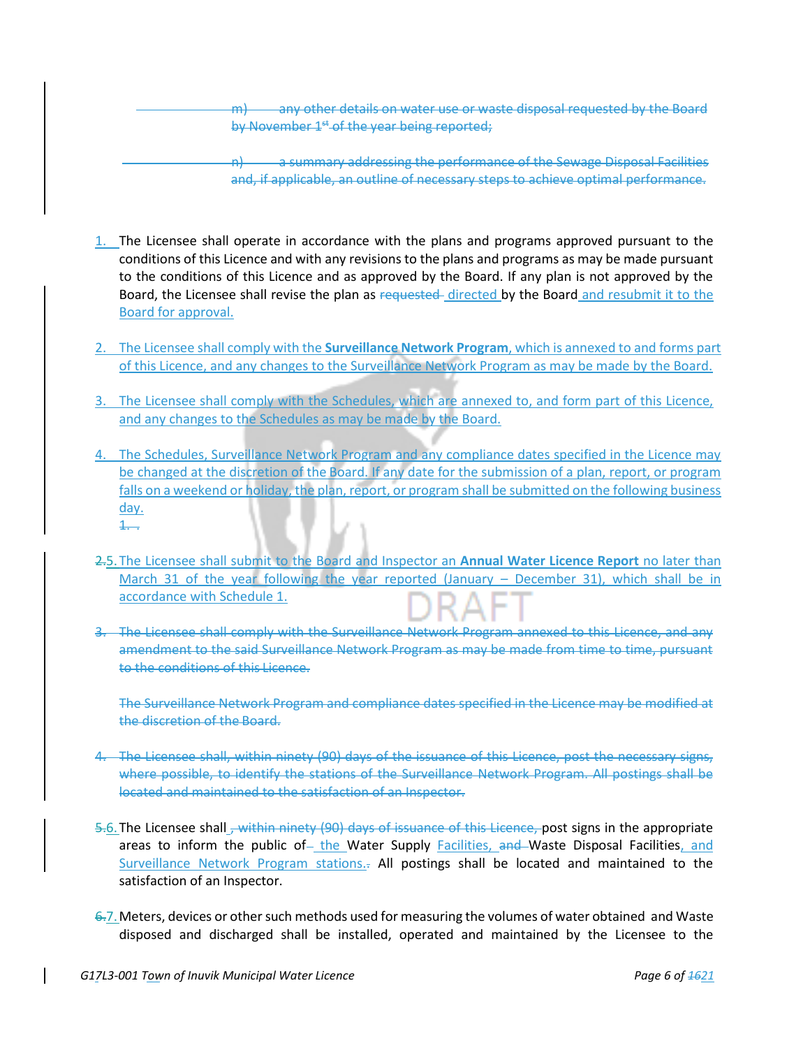m) any other details on water use or waste disposal requested by the Board by November 1st of the year being reported;

n) a summary addressing the performance of the Sewage Disposal Facilities and, if applicable, an outline of necessary steps to achieve optimal performance.

1. The Licensee shall operate in accordance with the plans and programs approved pursuant to the conditions of this Licence and with any revisions to the plans and programs as may be made pursuant to the conditions of this Licence and as approved by the Board. If any plan is not approved by the Board, the Licensee shall revise the plan as requested directed by the Board and resubmit it to the Board for approval.

2. The Licensee shall comply with the **Surveillance Network Program**, which is annexed to and forms part of this Licence, and any changes to the Surveillance Network Program as may be made by the Board.

3. The Licensee shall comply with the Schedules, which are annexed to, and form part of this Licence, and any changes to the Schedules as may be made by the Board.

4. The Schedules, Surveillance Network Program and any compliance dates specified in the Licence may be changed at the discretion of the Board. If any date for the submission of a plan, report, or program falls on a weekend or holiday, the plan, report, or program shall be submitted on the following business day.
1. .

2.5. The Licensee shall submit to the Board and Inspector an **Annual Water Licence Report** no later than March 31 of the year following the year reported (January – December 31), which shall be in accordance with Schedule 1.

3. The Licensee shall comply with the Surveillance Network Program annexed to this Licence, and any amendment to the said Surveillance Network Program as may be made from time to time, pursuant to the conditions of this Licence.

The Surveillance Network Program and compliance dates specified in the Licence may be modified at the discretion of the Board.

4. The Licensee shall, within ninety (90) days of the issuance of this Licence, post the necessary signs, where possible, to identify the stations of the Surveillance Network Program. All postings shall be located and maintained to the satisfaction of an Inspector.

5.6. The Licensee shall , within ninety (90) days of issuance of this Licence, post signs in the appropriate areas to inform the public of the Water Supply Facilities, and Waste Disposal Facilities, and Surveillance Network Program stations.. All postings shall be located and maintained to the satisfaction of an Inspector.

6.7. Meters, devices or other such methods used for measuring the volumes of water obtained and Waste disposed and discharged shall be installed, operated and maintained by the Licensee to the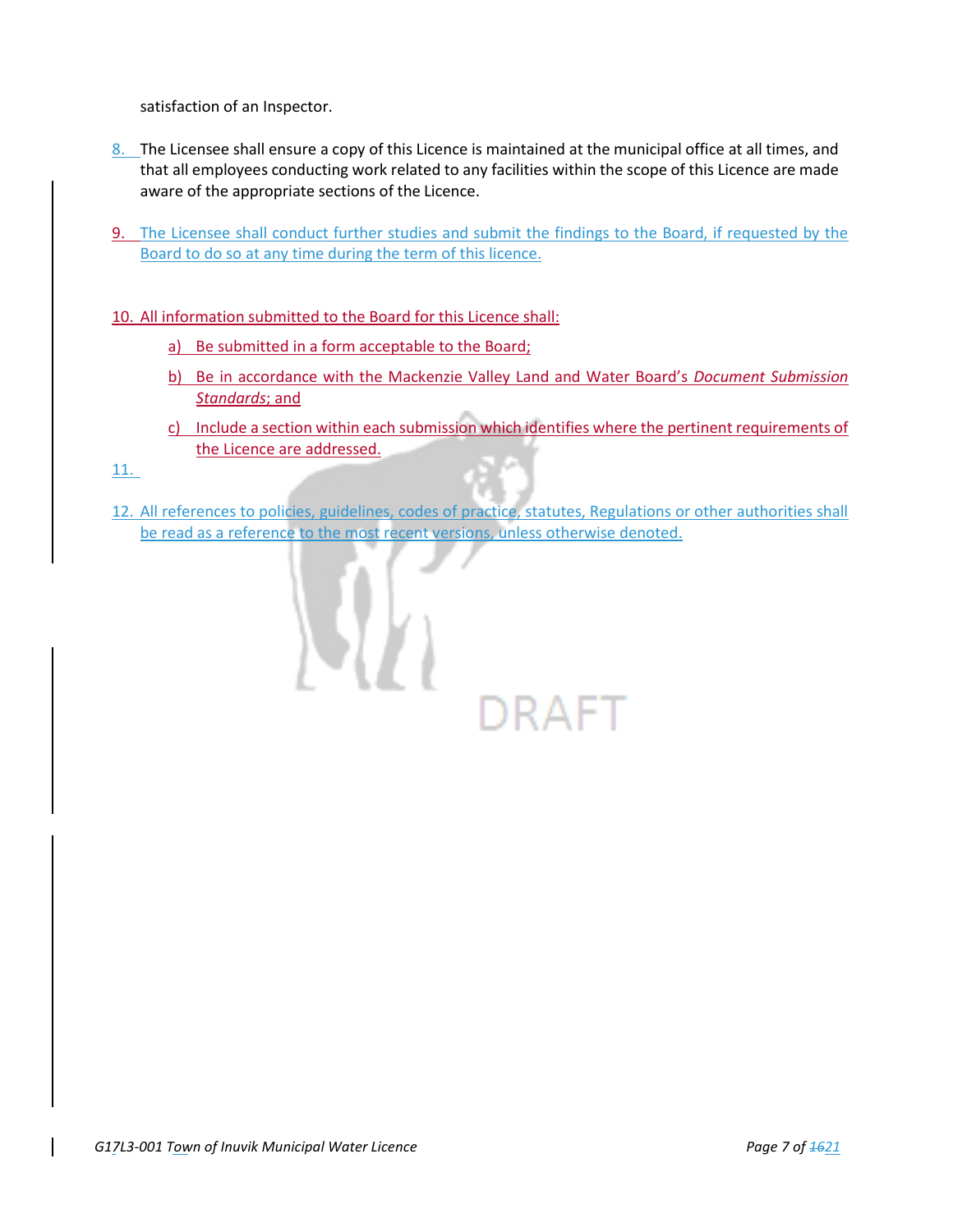satisfaction of an Inspector.

8. The Licensee shall ensure a copy of this Licence is maintained at the municipal office at all times, and that all employees conducting work related to any facilities within the scope of this Licence are made aware of the appropriate sections of the Licence.

9. The Licensee shall conduct further studies and submit the findings to the Board, if requested by the Board to do so at any time during the term of this licence.

10. All information submitted to the Board for this Licence shall:

    a) Be submitted in a form acceptable to the Board;

    b) Be in accordance with the Mackenzie Valley Land and Water Board's *Document Submission Standards*; and

    c) Include a section within each submission which identifies where the pertinent requirements of the Licence are addressed.

11. 

12. All references to policies, guidelines, codes of practice, statutes, Regulations or other authorities shall be read as a reference to the most recent versions, unless otherwise denoted.

DRAFT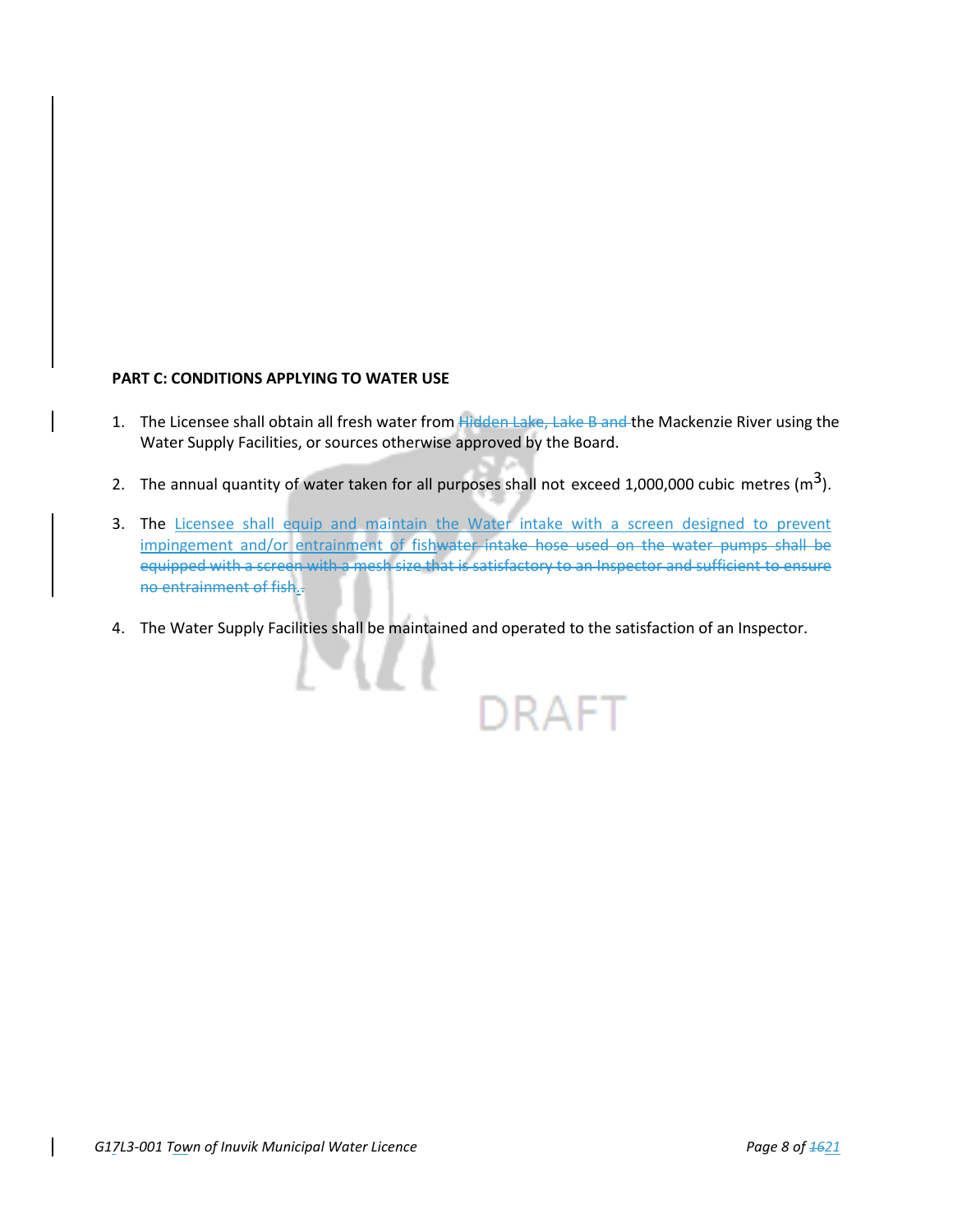**PART C: CONDITIONS APPLYING TO WATER USE**

1. The Licensee shall obtain all fresh water from ~~Hidden Lake, Lake B and~~ the Mackenzie River using the Water Supply Facilities, or sources otherwise approved by the Board.

2. The annual quantity of water taken for all purposes shall not exceed 1,000,000 cubic metres ($m^3$).

3. The Licensee shall equip and maintain the Water intake with a screen designed to prevent impingement and/or entrainment of fish~~water intake hose used on the water pumps shall be equipped with a screen with a mesh size that is satisfactory to an Inspector and sufficient to ensure no entrainment of fish.~~.

4. The Water Supply Facilities shall be maintained and operated to the satisfaction of an Inspector.

DRAFT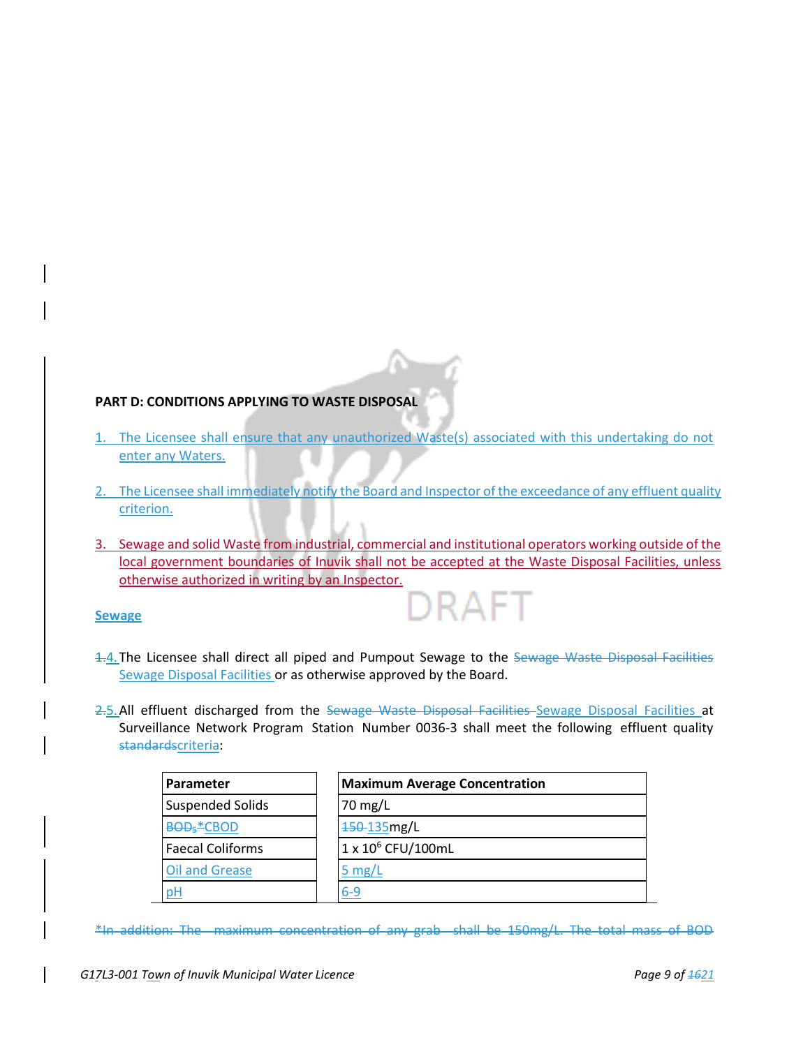**PART D: CONDITIONS APPLYING TO WASTE DISPOSAL**

1. The Licensee shall ensure that any unauthorized Waste(s) associated with this undertaking do not enter any Waters.

2. The Licensee shall immediately notify the Board and Inspector of the exceedance of any effluent quality criterion.

3. Sewage and solid Waste from industrial, commercial and institutional operators working outside of the local government boundaries of Inuvik shall not be accepted at the Waste Disposal Facilities, unless otherwise authorized in writing by an Inspector.

**Sewage**

~~1.~~4. The Licensee shall direct all piped and Pumpout Sewage to the ~~Sewage Waste Disposal Facilities~~ Sewage Disposal Facilities or as otherwise approved by the Board.

~~2.~~5. All effluent discharged from the ~~Sewage Waste Disposal Facilities~~ Sewage Disposal Facilities at Surveillance Network Program Station Number 0036-3 shall meet the following effluent quality ~~standards~~criteria:

| Parameter | Maximum Average Concentration |
| --- | --- |
| Suspended Solids | 70 mg/L |
| ~~$BOD_5$~~*CBOD | ~~150~~ 135mg/L |
| Faecal Coliforms | 1 x $10^6$ CFU/100mL |
| Oil and Grease | 5 mg/L |
| pH | 6-9 |

~~*In addition: The maximum concentration of any grab shall be 150mg/L. The total mass of BOD~~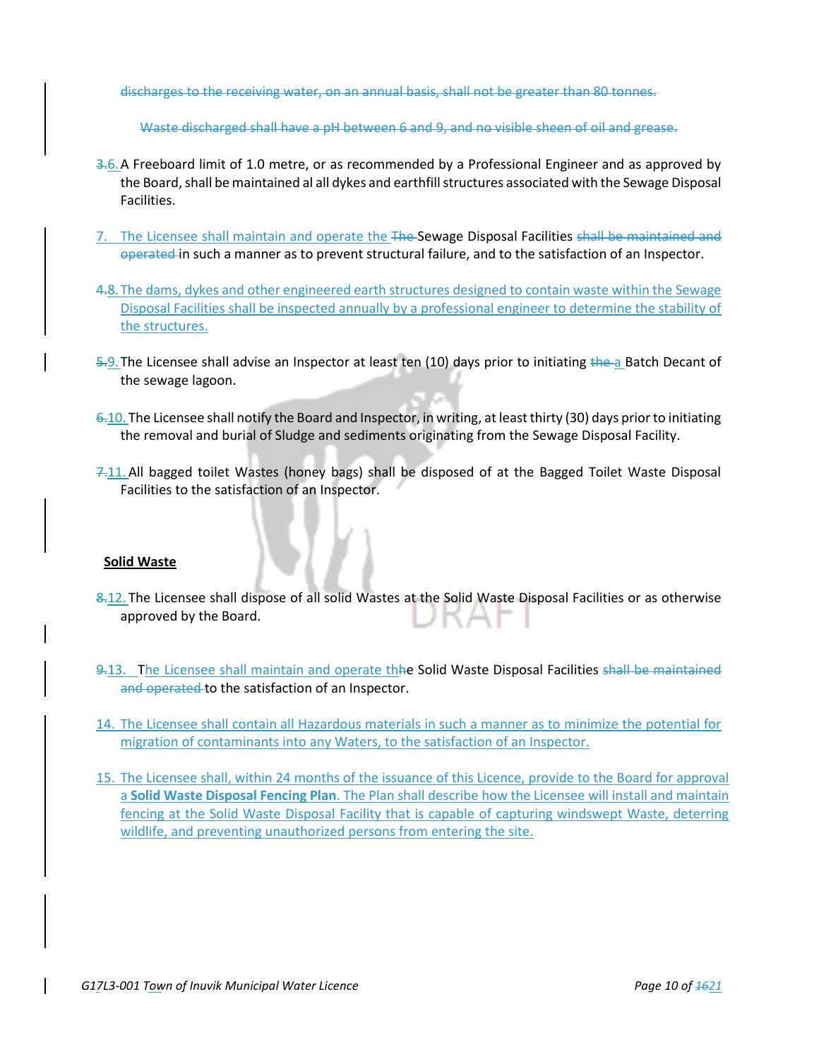~~discharges to the receiving water, on an annual basis, shall not be greater than 80 tonnes.~~

~~Waste discharged shall have a pH between 6 and 9, and no visible sheen of oil and grease.~~

~~3.~~6. A Freeboard limit of 1.0 metre, or as recommended by a Professional Engineer and as approved by the Board, shall be maintained al all dykes and earthfill structures associated with the Sewage Disposal Facilities.

7. The Licensee shall maintain and operate the ~~The~~ Sewage Disposal Facilities ~~shall be maintained and operated~~ in such a manner as to prevent structural failure, and to the satisfaction of an Inspector.

~~4.~~8. The dams, dykes and other engineered earth structures designed to contain waste within the Sewage Disposal Facilities shall be inspected annually by a professional engineer to determine the stability of the structures.

~~5.~~9. The Licensee shall advise an Inspector at least ten (10) days prior to initiating ~~the~~ a Batch Decant of the sewage lagoon.

~~6.~~10. The Licensee shall notify the Board and Inspector, in writing, at least thirty (30) days prior to initiating the removal and burial of Sludge and sediments originating from the Sewage Disposal Facility.

~~7.~~11. All bagged toilet Wastes (honey bags) shall be disposed of at the Bagged Toilet Waste Disposal Facilities to the satisfaction of an Inspector.

**Solid Waste**

~~8.~~12. The Licensee shall dispose of all solid Wastes at the Solid Waste Disposal Facilities or as otherwise approved by the Board.

~~9.~~13. The Licensee shall maintain and operate thhe Solid Waste Disposal Facilities ~~shall be maintained and operated~~ to the satisfaction of an Inspector.

14. The Licensee shall contain all Hazardous materials in such a manner as to minimize the potential for migration of contaminants into any Waters, to the satisfaction of an Inspector.

15. The Licensee shall, within 24 months of the issuance of this Licence, provide to the Board for approval a **Solid Waste Disposal Fencing Plan**. The Plan shall describe how the Licensee will install and maintain fencing at the Solid Waste Disposal Facility that is capable of capturing windswept Waste, deterring wildlife, and preventing unauthorized persons from entering the site.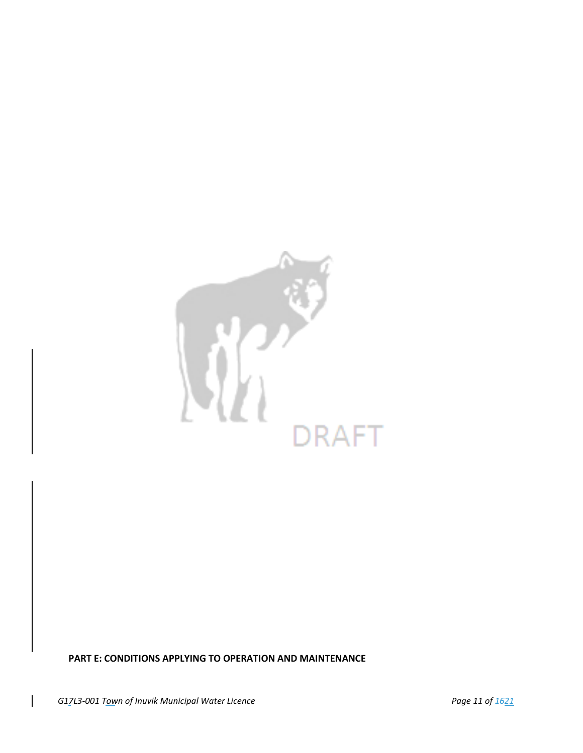## PART E: CONDITIONS APPLYING TO OPERATION AND MAINTENANCE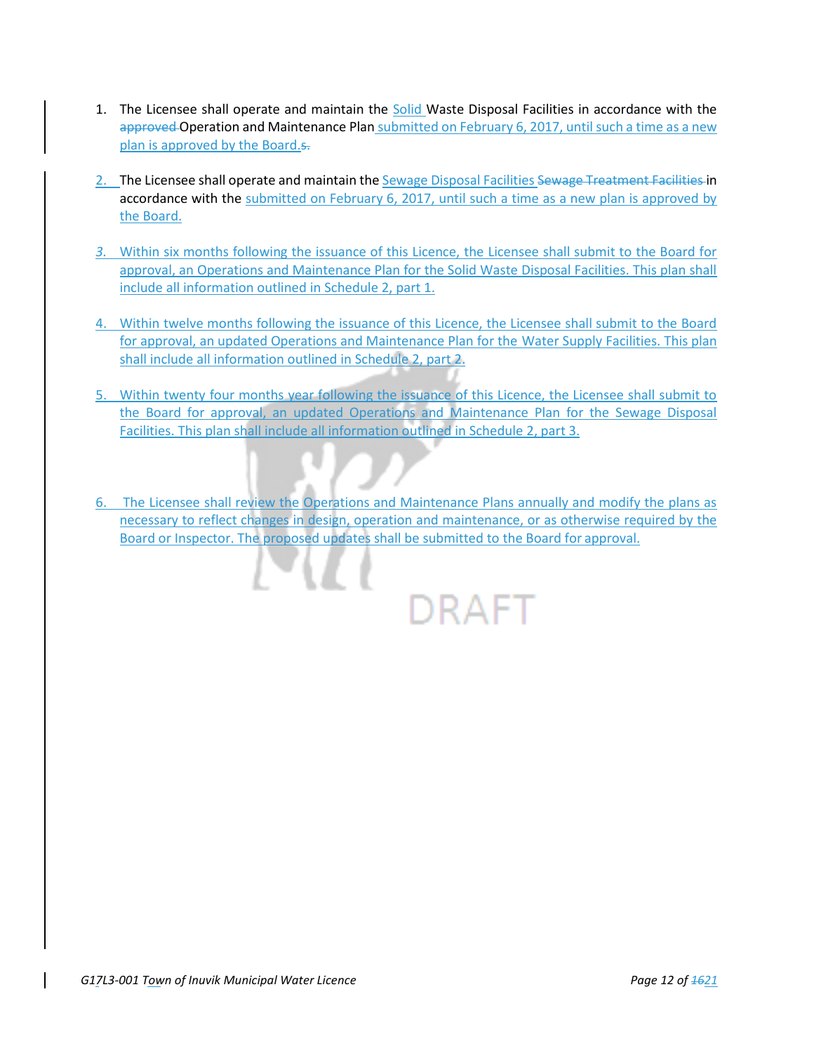1. The Licensee shall operate and maintain the Solid Waste Disposal Facilities in accordance with the ~~approved~~ Operation and Maintenance Plan submitted on February 6, 2017, until such a time as a new plan is approved by the Board.~~s.~~

2. The Licensee shall operate and maintain the Sewage Disposal Facilities ~~Sewage Treatment Facilities~~ in accordance with the submitted on February 6, 2017, until such a time as a new plan is approved by the Board.

3. Within six months following the issuance of this Licence, the Licensee shall submit to the Board for approval, an Operations and Maintenance Plan for the Solid Waste Disposal Facilities. This plan shall include all information outlined in Schedule 2, part 1.

4. Within twelve months following the issuance of this Licence, the Licensee shall submit to the Board for approval, an updated Operations and Maintenance Plan for the Water Supply Facilities. This plan shall include all information outlined in Schedule 2, part 2.

5. Within twenty four months year following the issuance of this Licence, the Licensee shall submit to the Board for approval, an updated Operations and Maintenance Plan for the Sewage Disposal Facilities. This plan shall include all information outlined in Schedule 2, part 3.

6. The Licensee shall review the Operations and Maintenance Plans annually and modify the plans as necessary to reflect changes in design, operation and maintenance, or as otherwise required by the Board or Inspector. The proposed updates shall be submitted to the Board for approval.

DRAFT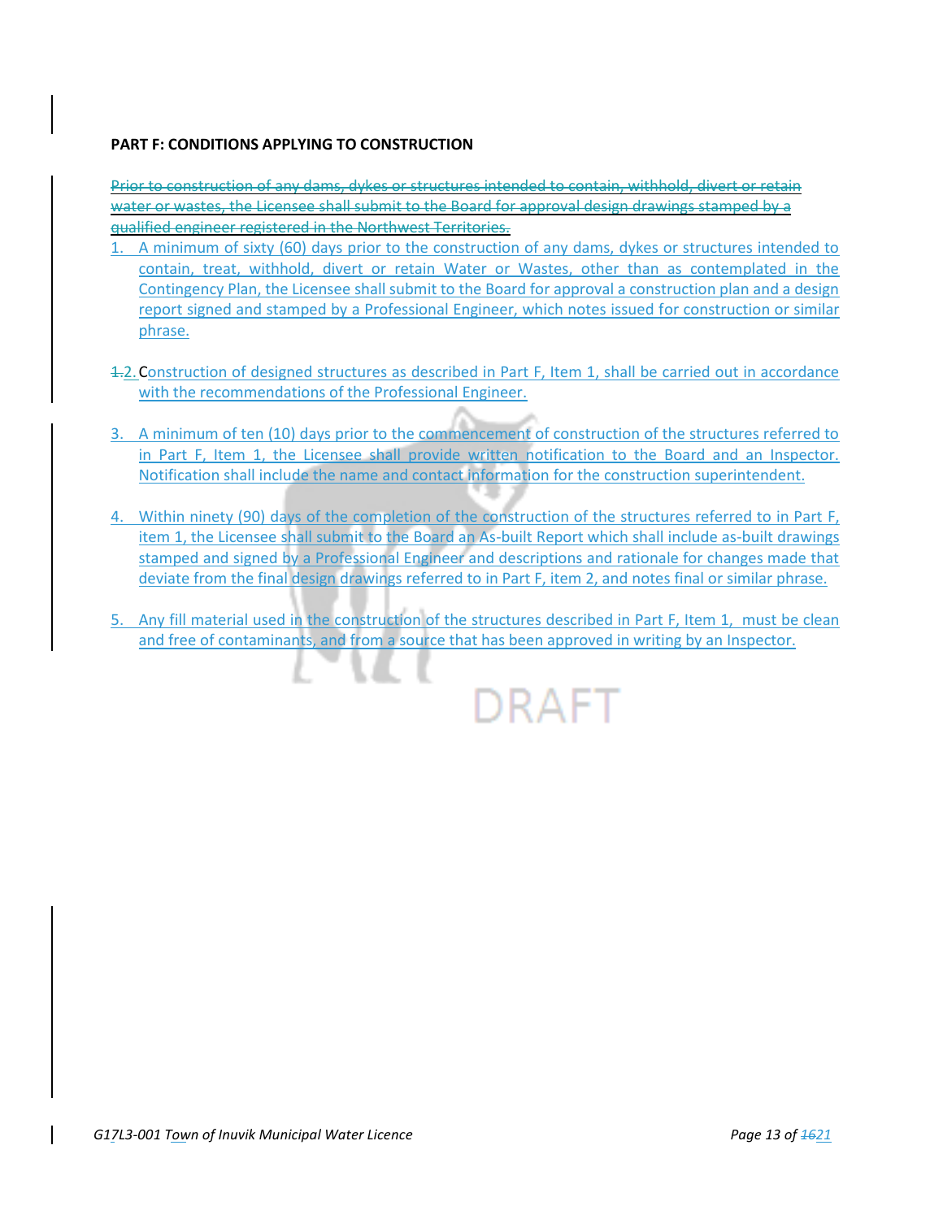**PART F: CONDITIONS APPLYING TO CONSTRUCTION**

~~Prior to construction of any dams, dykes or structures intended to contain, withhold, divert or retain water or wastes, the Licensee shall submit to the Board for approval design drawings stamped by a qualified engineer registered in the Northwest Territories.~~

1. A minimum of sixty (60) days prior to the construction of any dams, dykes or structures intended to contain, treat, withhold, divert or retain Water or Wastes, other than as contemplated in the Contingency Plan, the Licensee shall submit to the Board for approval a construction plan and a design report signed and stamped by a Professional Engineer, which notes issued for construction or similar phrase.

2. Construction of designed structures as described in Part F, Item 1, shall be carried out in accordance with the recommendations of the Professional Engineer.

3. A minimum of ten (10) days prior to the commencement of construction of the structures referred to in Part F, Item 1, the Licensee shall provide written notification to the Board and an Inspector. Notification shall include the name and contact information for the construction superintendent.

4. Within ninety (90) days of the completion of the construction of the structures referred to in Part F, item 1, the Licensee shall submit to the Board an As-built Report which shall include as-built drawings stamped and signed by a Professional Engineer and descriptions and rationale for changes made that deviate from the final design drawings referred to in Part F, item 2, and notes final or similar phrase.

5. Any fill material used in the construction of the structures described in Part F, Item 1, must be clean and free of contaminants, and from a source that has been approved in writing by an Inspector.

DRAFT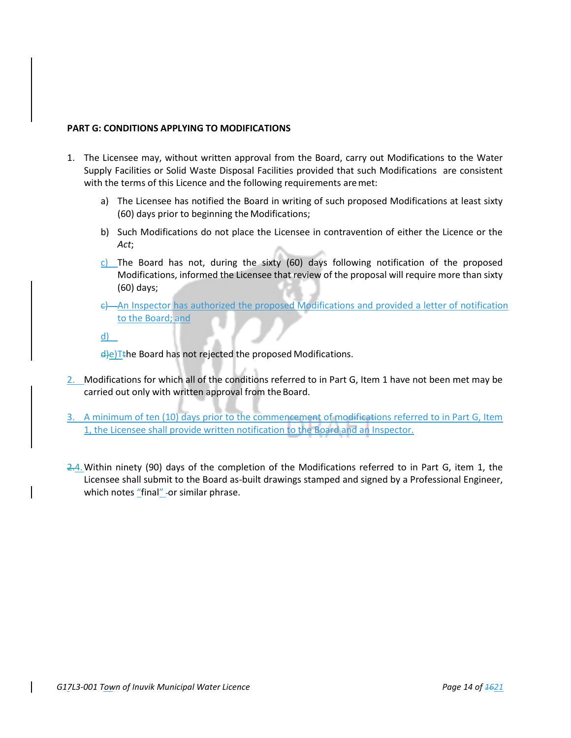**PART G: CONDITIONS APPLYING TO MODIFICATIONS**

1. The Licensee may, without written approval from the Board, carry out Modifications to the Water Supply Facilities or Solid Waste Disposal Facilities provided that such Modifications are consistent with the terms of this Licence and the following requirements are met:

   a) The Licensee has notified the Board in writing of such proposed Modifications at least sixty (60) days prior to beginning the Modifications;

   b) Such Modifications do not place the Licensee in contravention of either the Licence or the *Act*;

   c) The Board has not, during the sixty (60) days following notification of the proposed Modifications, informed the Licensee that review of the proposal will require more than sixty (60) days;

   d) An Inspector has authorized the proposed Modifications and provided a letter of notification to the Board; and

   e) The Board has not rejected the proposed Modifications.

2. Modifications for which all of the conditions referred to in Part G, Item 1 have not been met may be carried out only with written approval from the Board.

3. A minimum of ten (10) days prior to the commencement of modifications referred to in Part G, Item 1, the Licensee shall provide written notification to the Board and an Inspector.

4. Within ninety (90) days of the completion of the Modifications referred to in Part G, item 1, the Licensee shall submit to the Board as-built drawings stamped and signed by a Professional Engineer, which notes "final" or similar phrase.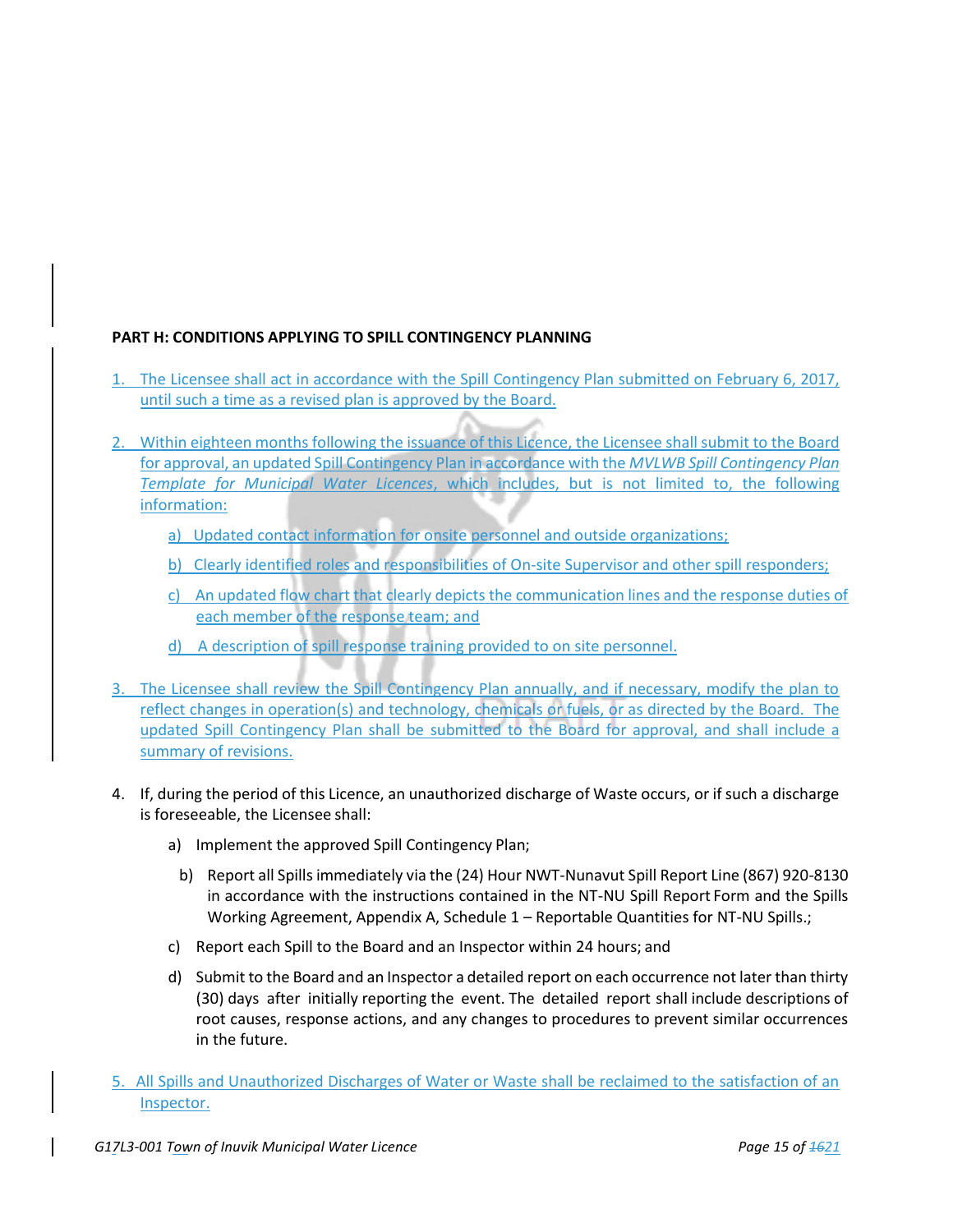**PART H: CONDITIONS APPLYING TO SPILL CONTINGENCY PLANNING**

1. The Licensee shall act in accordance with the Spill Contingency Plan submitted on February 6, 2017, until such a time as a revised plan is approved by the Board.

2. Within eighteen months following the issuance of this Licence, the Licensee shall submit to the Board for approval, an updated Spill Contingency Plan in accordance with the *MVLWB Spill Contingency Plan Template for Municipal Water Licences*, which includes, but is not limited to, the following information:

   a) Updated contact information for onsite personnel and outside organizations;

   b) Clearly identified roles and responsibilities of On-site Supervisor and other spill responders;

   c) An updated flow chart that clearly depicts the communication lines and the response duties of each member of the response team; and

   d) A description of spill response training provided to on site personnel.

3. The Licensee shall review the Spill Contingency Plan annually, and if necessary, modify the plan to reflect changes in operation(s) and technology, chemicals or fuels, or as directed by the Board. The updated Spill Contingency Plan shall be submitted to the Board for approval, and shall include a summary of revisions.

4. If, during the period of this Licence, an unauthorized discharge of Waste occurs, or if such a discharge is foreseeable, the Licensee shall:

   a) Implement the approved Spill Contingency Plan;

   b) Report all Spills immediately via the (24) Hour NWT-Nunavut Spill Report Line (867) 920-8130 in accordance with the instructions contained in the NT-NU Spill Report Form and the Spills Working Agreement, Appendix A, Schedule 1 – Reportable Quantities for NT-NU Spills.;

   c) Report each Spill to the Board and an Inspector within 24 hours; and

   d) Submit to the Board and an Inspector a detailed report on each occurrence not later than thirty (30) days after initially reporting the event. The detailed report shall include descriptions of root causes, response actions, and any changes to procedures to prevent similar occurrences in the future.

5. All Spills and Unauthorized Discharges of Water or Waste shall be reclaimed to the satisfaction of an Inspector.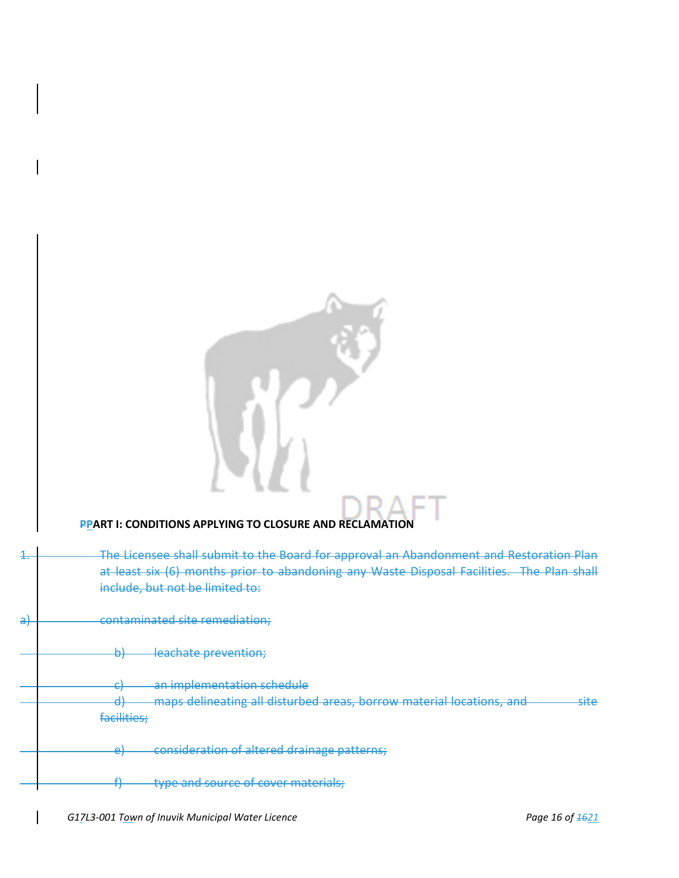**PART I: CONDITIONS APPLYING TO CLOSURE AND RECLAMATION**

1. The Licensee shall submit to the Board for approval an Abandonment and Restoration Plan at least six (6) months prior to abandoning any Waste Disposal Facilities. The Plan shall include, but not be limited to:

a) contaminated site remediation;

b) leachate prevention;

c) an implementation schedule

d) maps delineating all disturbed areas, borrow material locations, and site facilities;

e) consideration of altered drainage patterns;

f) type and source of cover materials;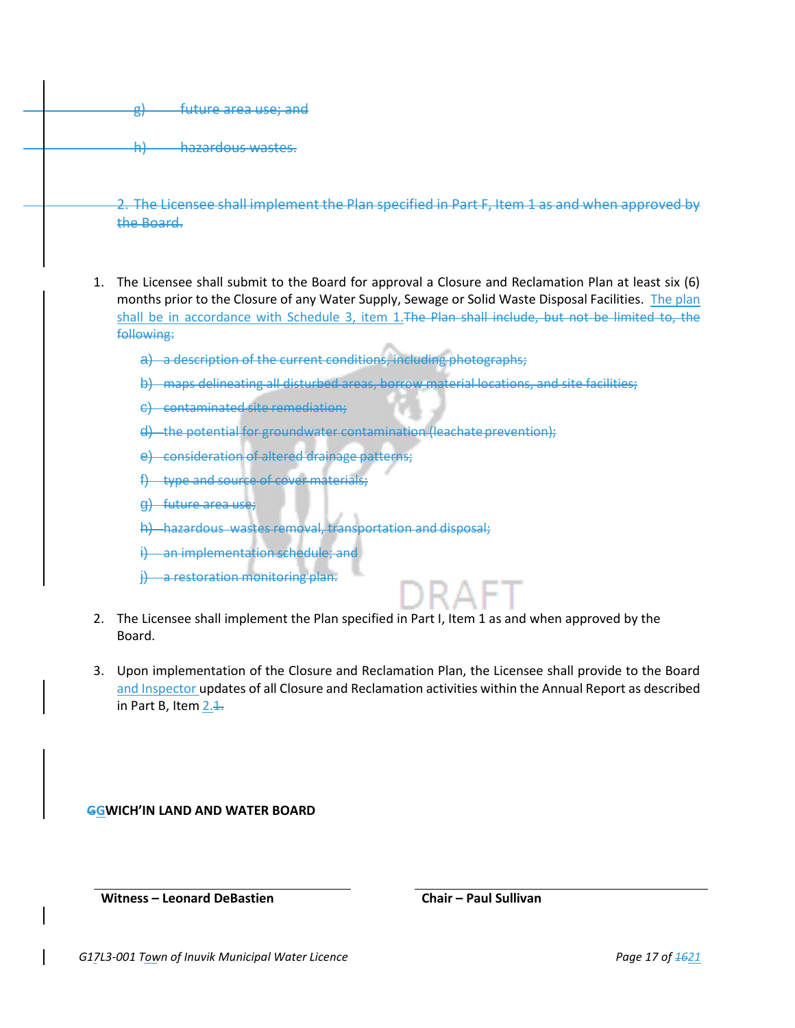~~g) future area use; and~~

~~h) hazardous wastes.~~

~~2. The Licensee shall implement the Plan specified in Part F, Item 1 as and when approved by the Board.~~

1. The Licensee shall submit to the Board for approval a Closure and Reclamation Plan at least six (6) months prior to the Closure of any Water Supply, Sewage or Solid Waste Disposal Facilities. The plan shall be in accordance with Schedule 3, item 1.~~The Plan shall include, but not be limited to, the following:~~

   ~~a) a description of the current conditions, including photographs;~~

   ~~b) maps delineating all disturbed areas, borrow material locations, and site facilities;~~

   ~~c) contaminated site remediation;~~

   ~~d) the potential for groundwater contamination (leachate prevention);~~

   ~~e) consideration of altered drainage patterns;~~

   ~~f) type and source of cover materials;~~

   ~~g) future area use;~~

   ~~h) hazardous wastes removal, transportation and disposal;~~

   ~~i) an implementation schedule; and~~

   ~~j) a restoration monitoring plan.~~

2. The Licensee shall implement the Plan specified in Part I, Item 1 as and when approved by the Board.

3. Upon implementation of the Closure and Reclamation Plan, the Licensee shall provide to the Board and Inspector updates of all Closure and Reclamation activities within the Annual Report as described in Part B, Item 2.~~1.~~

**~~G~~GWICH'IN LAND AND WATER BOARD**

| **Witness – Leonard DeBastien** | **Chair – Paul Sullivan** |
|---|---|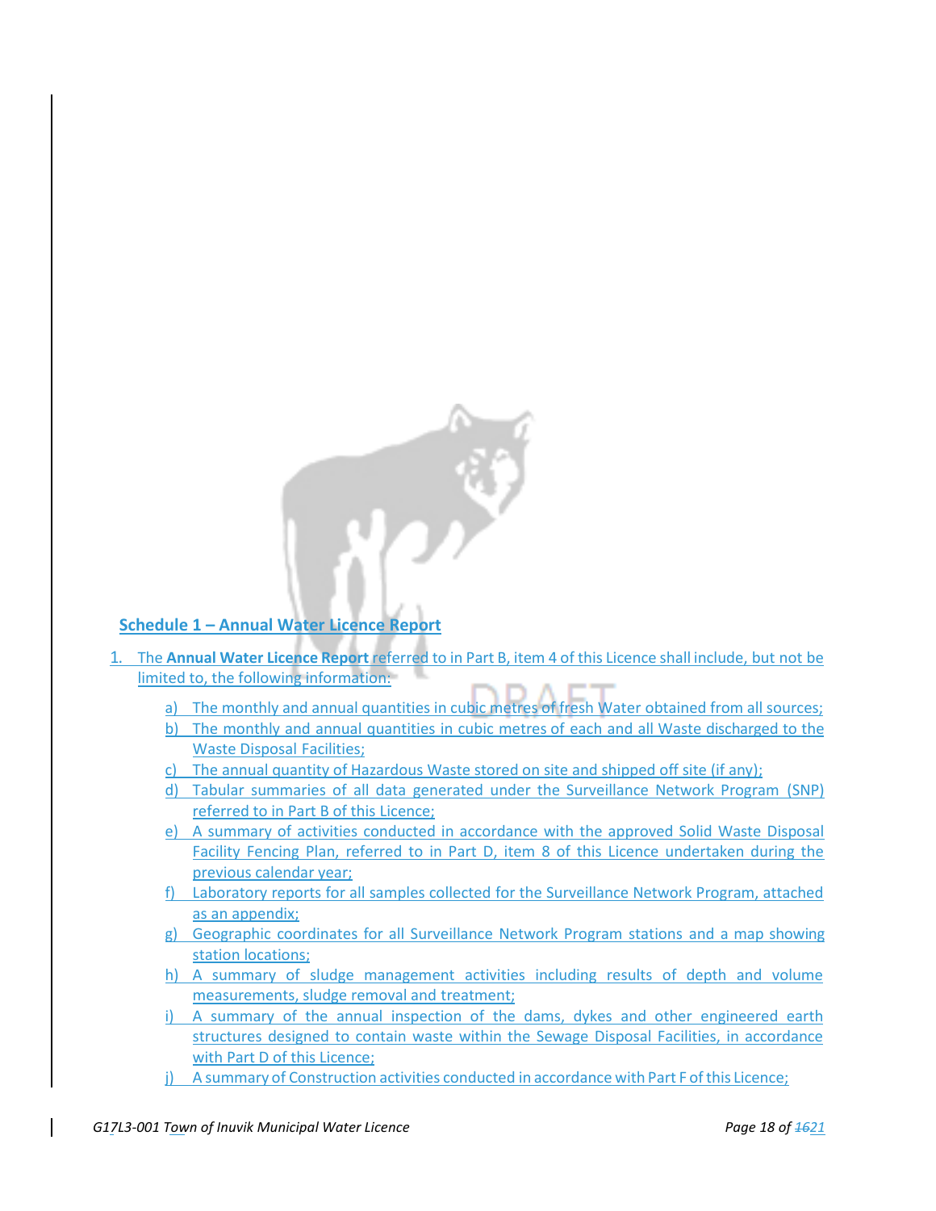## Schedule 1 – Annual Water Licence Report

1. The **Annual Water Licence Report** referred to in Part B, item 4 of this Licence shall include, but not be limited to, the following information:

    a) The monthly and annual quantities in cubic metres of fresh Water obtained from all sources;
    b) The monthly and annual quantities in cubic metres of each and all Waste discharged to the Waste Disposal Facilities;
    c) The annual quantity of Hazardous Waste stored on site and shipped off site (if any);
    d) Tabular summaries of all data generated under the Surveillance Network Program (SNP) referred to in Part B of this Licence;
    e) A summary of activities conducted in accordance with the approved Solid Waste Disposal Facility Fencing Plan, referred to in Part D, item 8 of this Licence undertaken during the previous calendar year;
    f) Laboratory reports for all samples collected for the Surveillance Network Program, attached as an appendix;
    g) Geographic coordinates for all Surveillance Network Program stations and a map showing station locations;
    h) A summary of sludge management activities including results of depth and volume measurements, sludge removal and treatment;
    i) A summary of the annual inspection of the dams, dykes and other engineered earth structures designed to contain waste within the Sewage Disposal Facilities, in accordance with Part D of this Licence;
    j) A summary of Construction activities conducted in accordance with Part F of this Licence;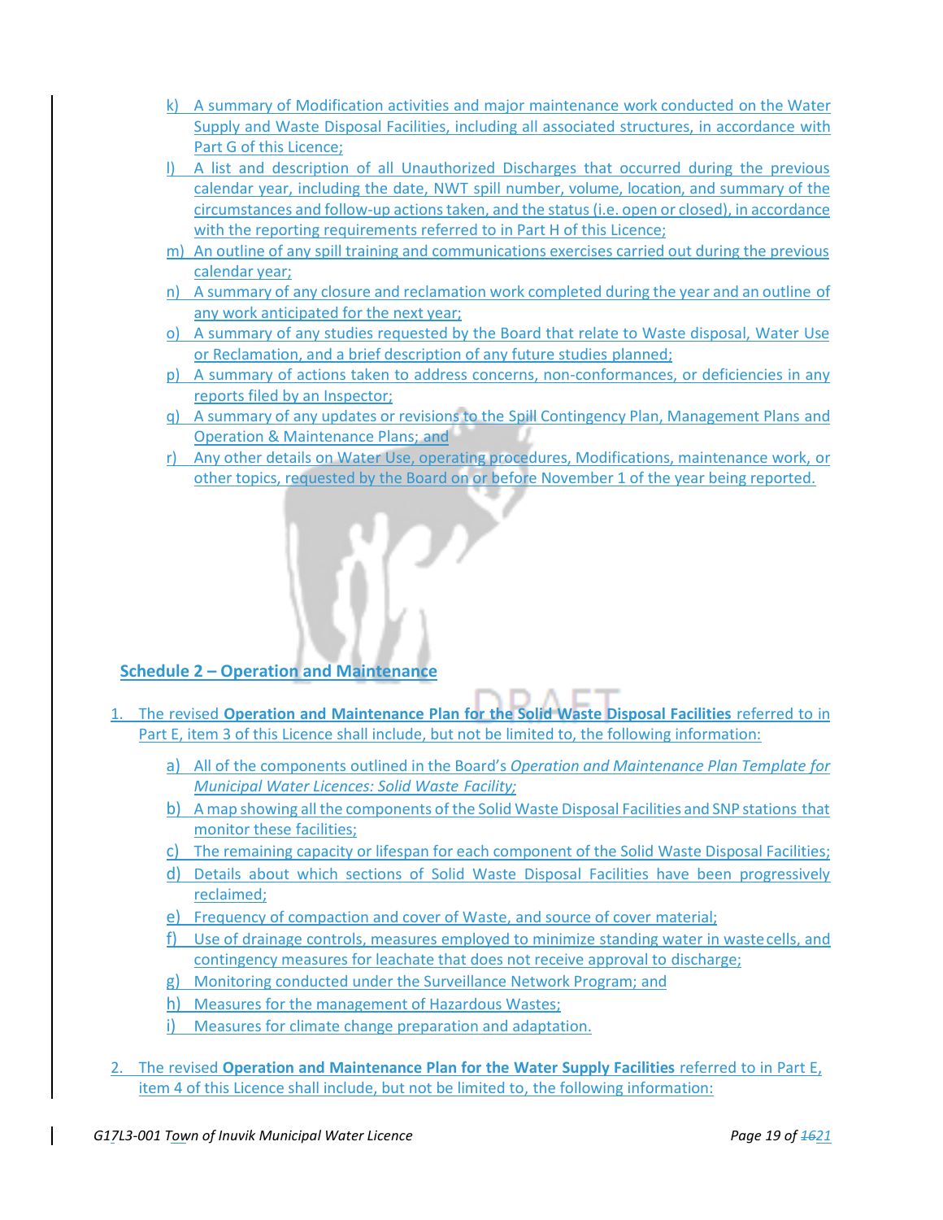k) A summary of Modification activities and major maintenance work conducted on the Water Supply and Waste Disposal Facilities, including all associated structures, in accordance with Part G of this Licence;

l) A list and description of all Unauthorized Discharges that occurred during the previous calendar year, including the date, NWT spill number, volume, location, and summary of the circumstances and follow-up actions taken, and the status (i.e. open or closed), in accordance with the reporting requirements referred to in Part H of this Licence;

m) An outline of any spill training and communications exercises carried out during the previous calendar year;

n) A summary of any closure and reclamation work completed during the year and an outline of any work anticipated for the next year;

o) A summary of any studies requested by the Board that relate to Waste disposal, Water Use or Reclamation, and a brief description of any future studies planned;

p) A summary of actions taken to address concerns, non-conformances, or deficiencies in any reports filed by an Inspector;

q) A summary of any updates or revisions to the Spill Contingency Plan, Management Plans and Operation & Maintenance Plans; and

r) Any other details on Water Use, operating procedures, Modifications, maintenance work, or other topics, requested by the Board on or before November 1 of the year being reported.

## Schedule 2 – Operation and Maintenance

1. The revised **Operation and Maintenance Plan for the Solid Waste Disposal Facilities** referred to in Part E, item 3 of this Licence shall include, but not be limited to, the following information:

   a) All of the components outlined in the Board's *Operation and Maintenance Plan Template for Municipal Water Licences: Solid Waste Facility;*

   b) A map showing all the components of the Solid Waste Disposal Facilities and SNP stations that monitor these facilities;

   c) The remaining capacity or lifespan for each component of the Solid Waste Disposal Facilities;

   d) Details about which sections of Solid Waste Disposal Facilities have been progressively reclaimed;

   e) Frequency of compaction and cover of Waste, and source of cover material;

   f) Use of drainage controls, measures employed to minimize standing water in waste cells, and contingency measures for leachate that does not receive approval to discharge;

   g) Monitoring conducted under the Surveillance Network Program; and

   h) Measures for the management of Hazardous Wastes;

   i) Measures for climate change preparation and adaptation.

2. The revised **Operation and Maintenance Plan for the Water Supply Facilities** referred to in Part E, item 4 of this Licence shall include, but not be limited to, the following information: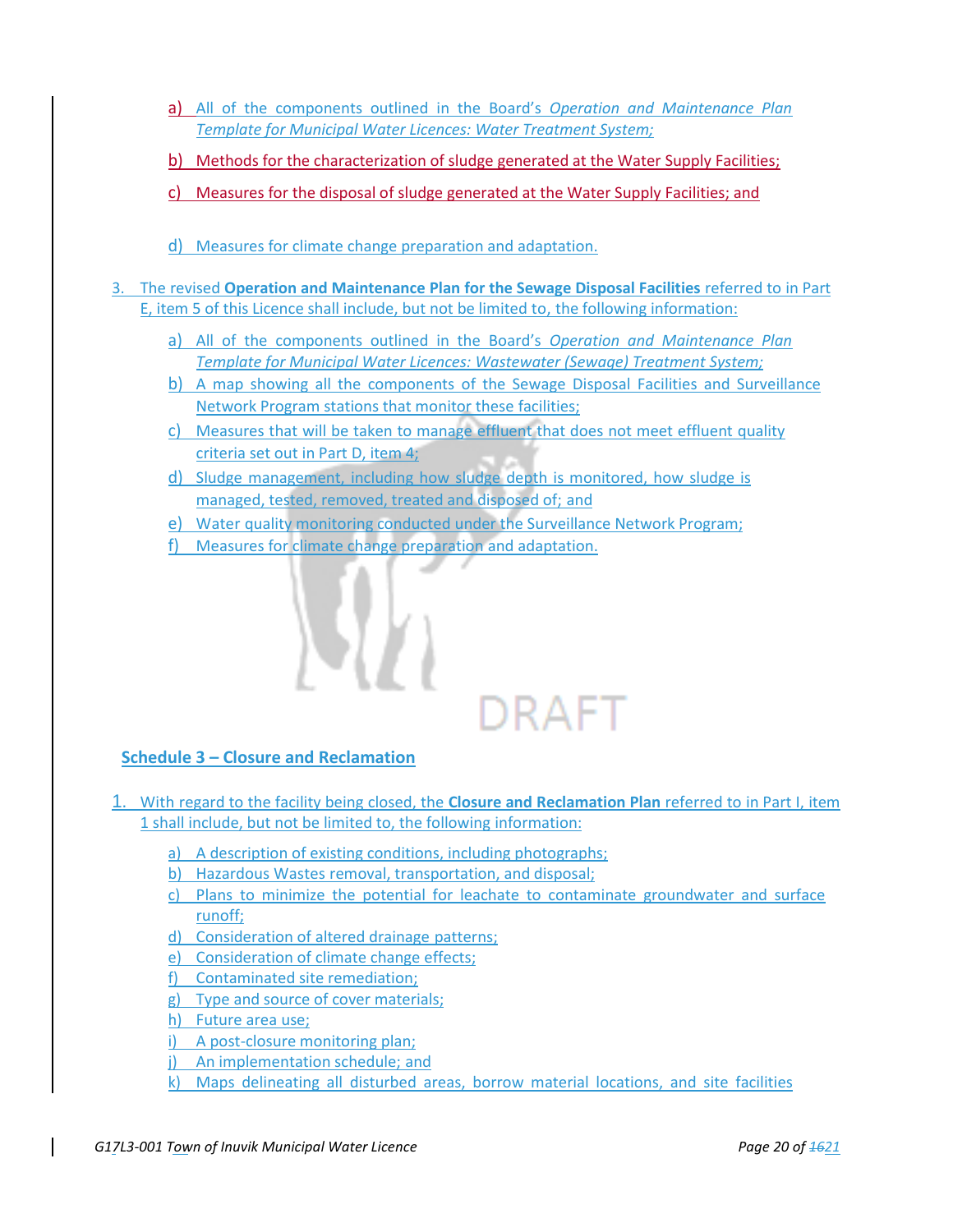a) All of the components outlined in the Board's *Operation and Maintenance Plan Template for Municipal Water Licences: Water Treatment System;*

b) Methods for the characterization of sludge generated at the Water Supply Facilities;

c) Measures for the disposal of sludge generated at the Water Supply Facilities; and

d) Measures for climate change preparation and adaptation.

3. The revised **Operation and Maintenance Plan for the Sewage Disposal Facilities** referred to in Part E, item 5 of this Licence shall include, but not be limited to, the following information:

   a) All of the components outlined in the Board's *Operation and Maintenance Plan Template for Municipal Water Licences: Wastewater (Sewage) Treatment System;*
   b) A map showing all the components of the Sewage Disposal Facilities and Surveillance Network Program stations that monitor these facilities;
   c) Measures that will be taken to manage effluent that does not meet effluent quality criteria set out in Part D, item 4;
   d) Sludge management, including how sludge depth is monitored, how sludge is managed, tested, removed, treated and disposed of; and
   e) Water quality monitoring conducted under the Surveillance Network Program;
   f) Measures for climate change preparation and adaptation.

DRAFT

## Schedule 3 – Closure and Reclamation

1. With regard to the facility being closed, the **Closure and Reclamation Plan** referred to in Part I, item 1 shall include, but not be limited to, the following information:

   a) A description of existing conditions, including photographs;
   b) Hazardous Wastes removal, transportation, and disposal;
   c) Plans to minimize the potential for leachate to contaminate groundwater and surface runoff;
   d) Consideration of altered drainage patterns;
   e) Consideration of climate change effects;
   f) Contaminated site remediation;
   g) Type and source of cover materials;
   h) Future area use;
   i) A post-closure monitoring plan;
   j) An implementation schedule; and
   k) Maps delineating all disturbed areas, borrow material locations, and site facilities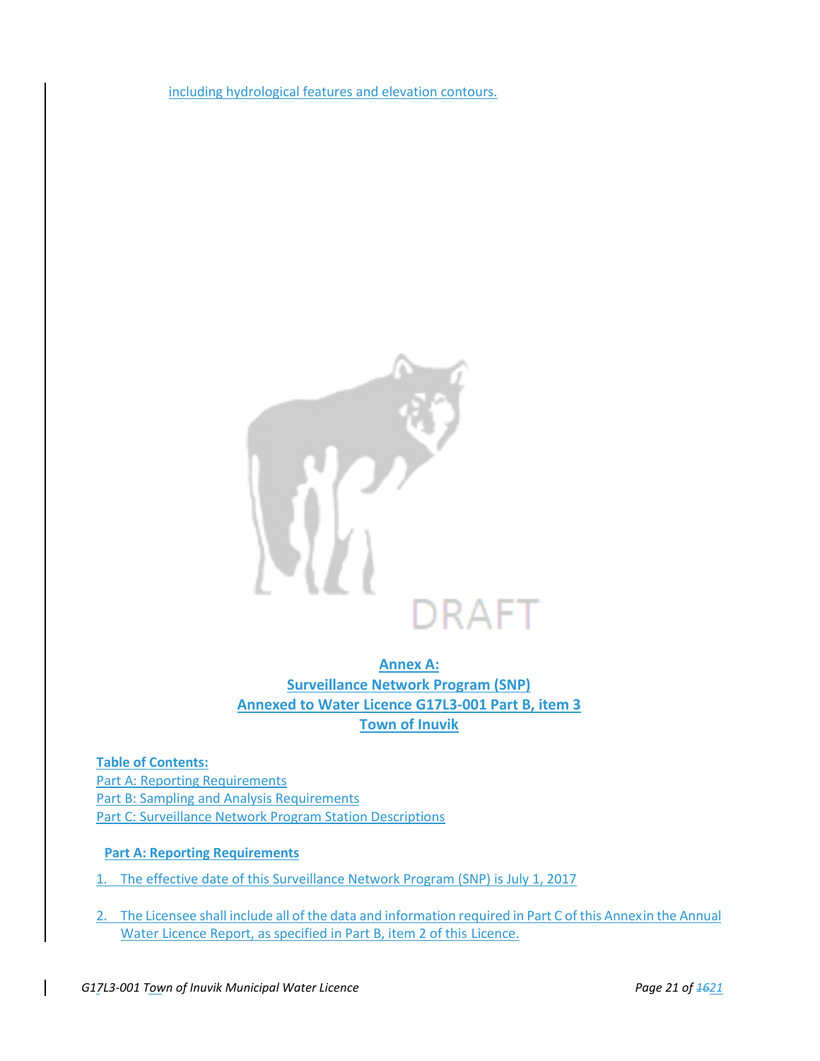including hydrological features and elevation contours.

DRAFT

## Annex A:
## Surveillance Network Program (SNP)
## Annexed to Water Licence G17L3-001 Part B, item 3
## Town of Inuvik

**Table of Contents:**

Part A: Reporting Requirements
Part B: Sampling and Analysis Requirements
Part C: Surveillance Network Program Station Descriptions

### Part A: Reporting Requirements

1. The effective date of this Surveillance Network Program (SNP) is July 1, 2017

2. The Licensee shall include all of the data and information required in Part C of this Annex in the Annual Water Licence Report, as specified in Part B, item 2 of this Licence.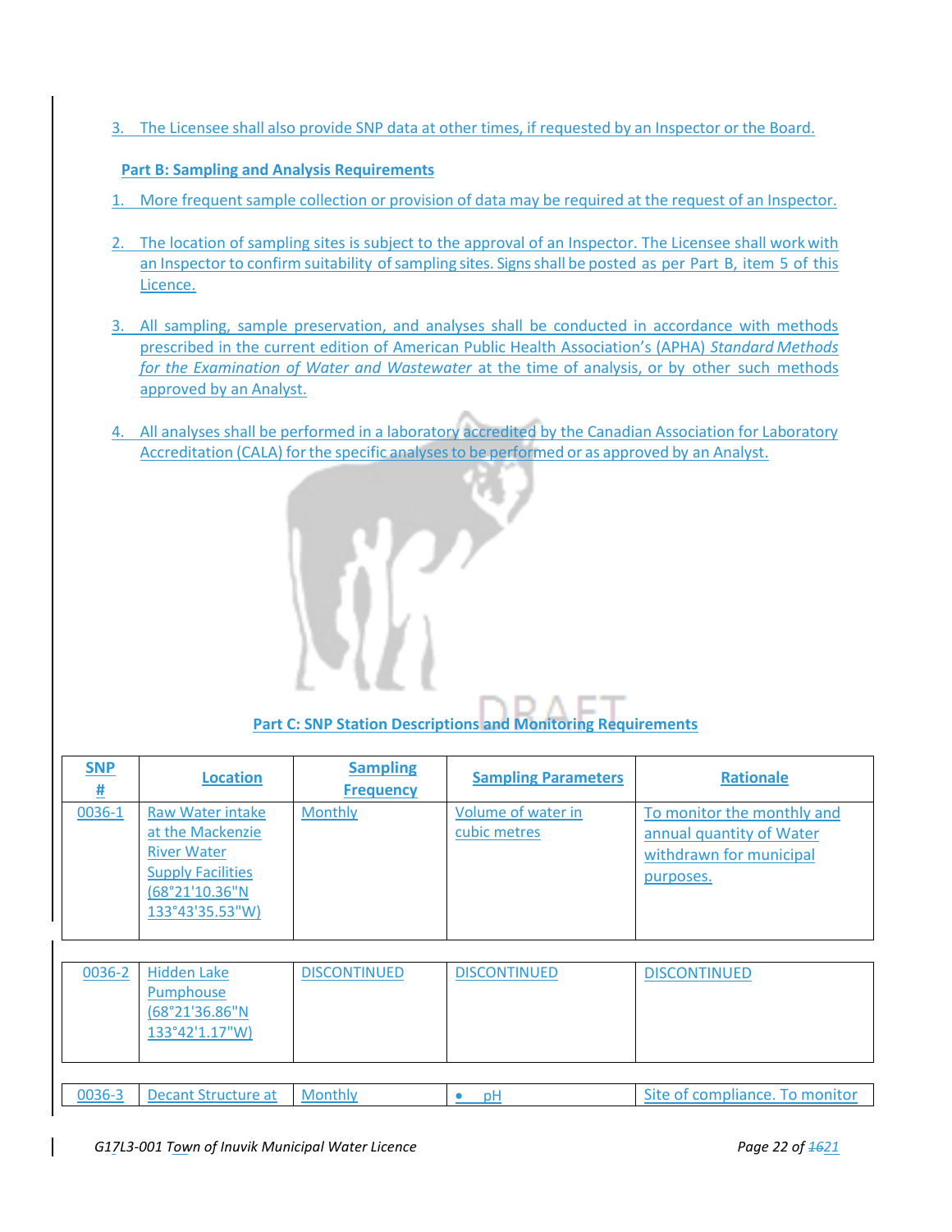3. The Licensee shall also provide SNP data at other times, if requested by an Inspector or the Board.

**Part B: Sampling and Analysis Requirements**

1. More frequent sample collection or provision of data may be required at the request of an Inspector.

2. The location of sampling sites is subject to the approval of an Inspector. The Licensee shall work with an Inspector to confirm suitability of sampling sites. Signs shall be posted as per Part B, item 5 of this Licence.

3. All sampling, sample preservation, and analyses shall be conducted in accordance with methods prescribed in the current edition of American Public Health Association's (APHA) *Standard Methods for the Examination of Water and Wastewater* at the time of analysis, or by other such methods approved by an Analyst.

4. All analyses shall be performed in a laboratory accredited by the Canadian Association for Laboratory Accreditation (CALA) for the specific analyses to be performed or as approved by an Analyst.

**Part C: SNP Station Descriptions and Monitoring Requirements**

| SNP # | Location | Sampling Frequency | Sampling Parameters | Rationale |
|---|---|---|---|---|
| 0036-1 | Raw Water intake at the Mackenzie River Water Supply Facilities (68°21'10.36"N 133°43'35.53"W) | Monthly | Volume of water in cubic metres | To monitor the monthly and annual quantity of Water withdrawn for municipal purposes. |
| 0036-2 | Hidden Lake Pumphouse (68°21'36.86"N 133°42'1.17"W) | DISCONTINUED | DISCONTINUED | DISCONTINUED |
| 0036-3 | Decant Structure at | Monthly | • pH | Site of compliance. To monitor |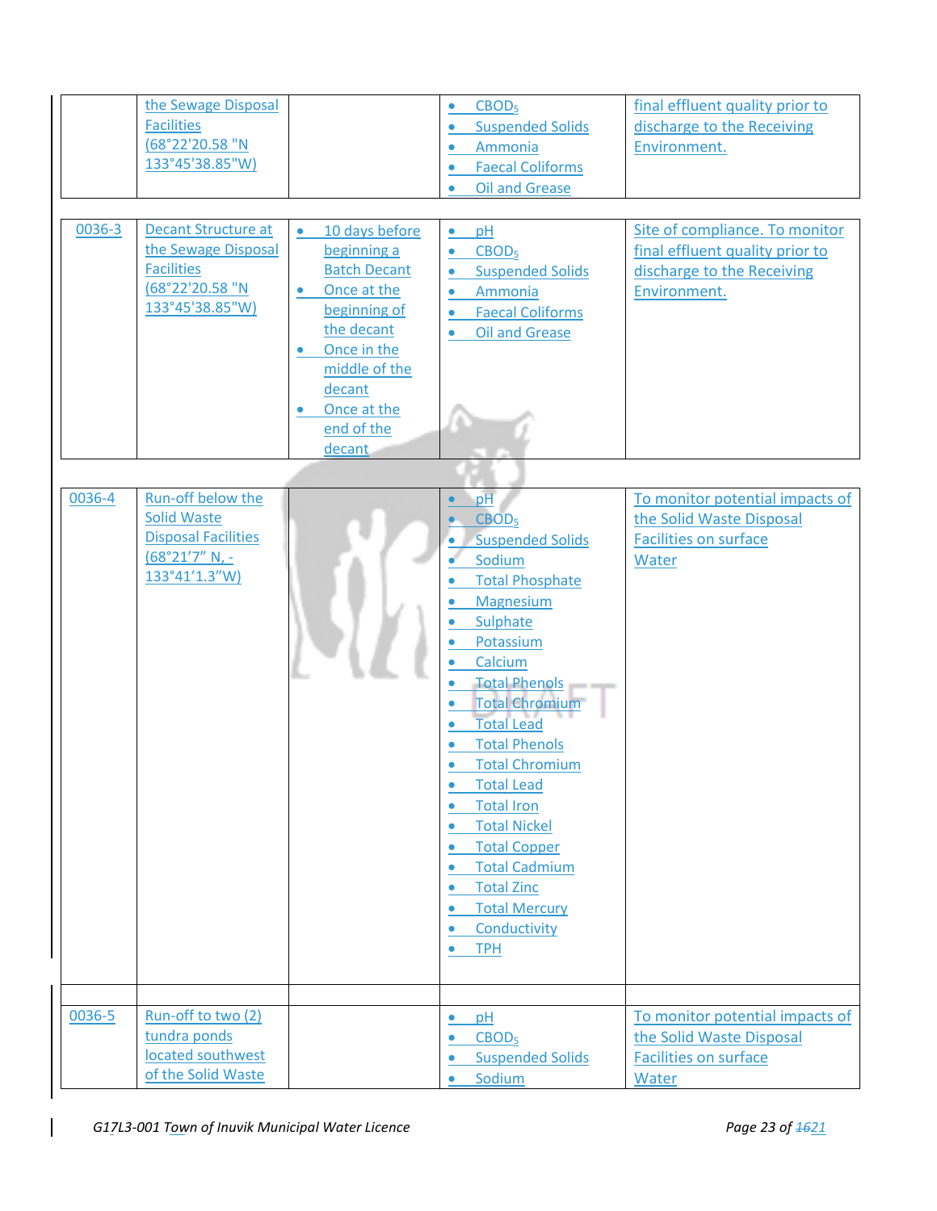| | | | | |
|---|---|---|---|---|
| | the Sewage Disposal Facilities (68°22'20.58 "N 133°45'38.85"W) | | • $CBOD_5$<br>• Suspended Solids<br>• Ammonia<br>• Faecal Coliforms<br>• Oil and Grease | final effluent quality prior to discharge to the Receiving Environment. |
| 0036-3 | Decant Structure at the Sewage Disposal Facilities (68°22'20.58 "N 133°45'38.85"W) | • 10 days before beginning a Batch Decant<br>• Once at the beginning of the decant<br>• Once in the middle of the decant<br>• Once at the end of the decant | • pH<br>• $CBOD_5$<br>• Suspended Solids<br>• Ammonia<br>• Faecal Coliforms<br>• Oil and Grease | Site of compliance. To monitor final effluent quality prior to discharge to the Receiving Environment. |
| 0036-4 | Run-off below the Solid Waste Disposal Facilities (68°21'7" N, -133°41'1.3"W) | | • pH<br>• $CBOD_5$<br>• Suspended Solids<br>• Sodium<br>• Total Phosphate<br>• Magnesium<br>• Sulphate<br>• Potassium<br>• Calcium<br>• Total Phenols<br>• Total Chromium<br>• Total Lead<br>• Total Phenols<br>• Total Chromium<br>• Total Lead<br>• Total Iron<br>• Total Nickel<br>• Total Copper<br>• Total Cadmium<br>• Total Zinc<br>• Total Mercury<br>• Conductivity<br>• TPH | To monitor potential impacts of the Solid Waste Disposal Facilities on surface Water |
| | | | | |
| 0036-5 | Run-off to two (2) tundra ponds located southwest of the Solid Waste | | • pH<br>• $CBOD_5$<br>• Suspended Solids<br>• Sodium | To monitor potential impacts of the Solid Waste Disposal Facilities on surface Water |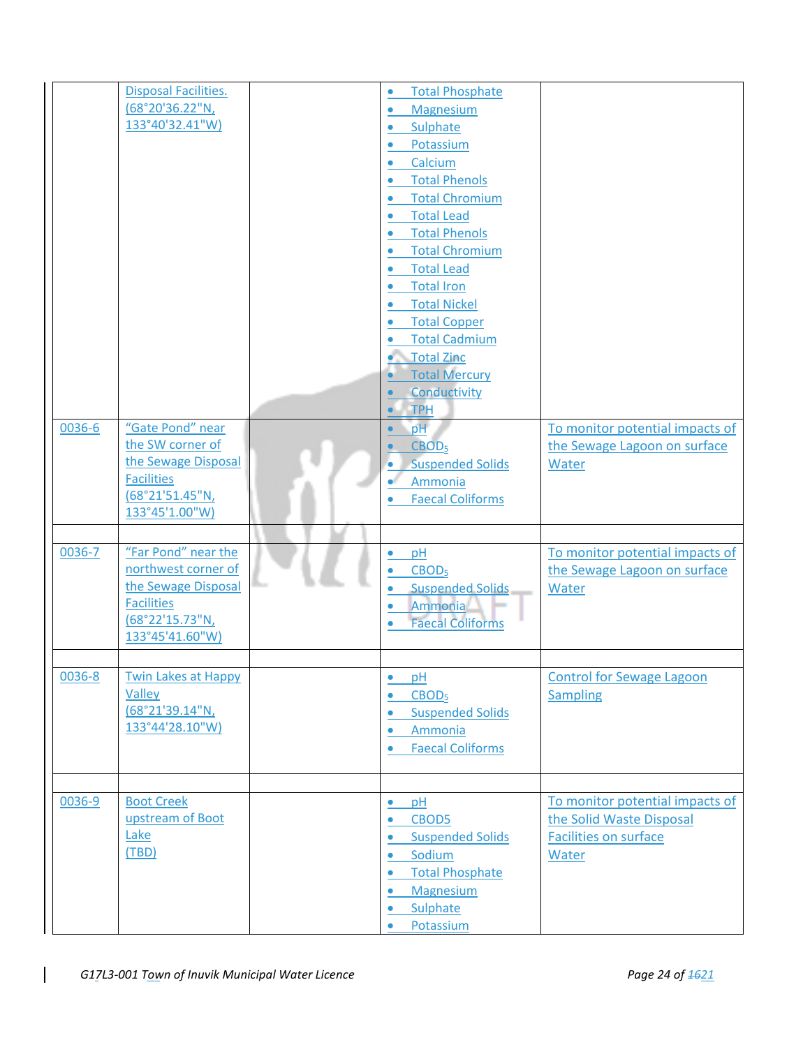| | | | | |
|---|---|---|---|---|
| | Disposal Facilities. (68°20'36.22"N, 133°40'32.41"W) | | • Total Phosphate<br>• Magnesium<br>• Sulphate<br>• Potassium<br>• Calcium<br>• Total Phenols<br>• Total Chromium<br>• Total Lead<br>• Total Phenols<br>• Total Chromium<br>• Total Lead<br>• Total Iron<br>• Total Nickel<br>• Total Copper<br>• Total Cadmium<br>• Total Zinc<br>• Total Mercury<br>• Conductivity<br>• TPH | |
| 0036-6 | "Gate Pond" near the SW corner of the Sewage Disposal Facilities (68°21'51.45"N, 133°45'1.00"W) | | • pH<br>• $CBOD_5$<br>• Suspended Solids<br>• Ammonia<br>• Faecal Coliforms | To monitor potential impacts of the Sewage Lagoon on surface Water |
| | | | | |
| 0036-7 | "Far Pond" near the northwest corner of the Sewage Disposal Facilities (68°22'15.73"N, 133°45'41.60"W) | | • pH<br>• $CBOD_5$<br>• Suspended Solids<br>• Ammonia<br>• Faecal Coliforms | To monitor potential impacts of the Sewage Lagoon on surface Water |
| | | | | |
| 0036-8 | Twin Lakes at Happy Valley (68°21'39.14"N, 133°44'28.10"W) | | • pH<br>• $CBOD_5$<br>• Suspended Solids<br>• Ammonia<br>• Faecal Coliforms | Control for Sewage Lagoon Sampling |
| | | | | |
| 0036-9 | Boot Creek upstream of Boot Lake (TBD) | | • pH<br>• CBOD5<br>• Suspended Solids<br>• Sodium<br>• Total Phosphate<br>• Magnesium<br>• Sulphate<br>• Potassium | To monitor potential impacts of the Solid Waste Disposal Facilities on surface Water |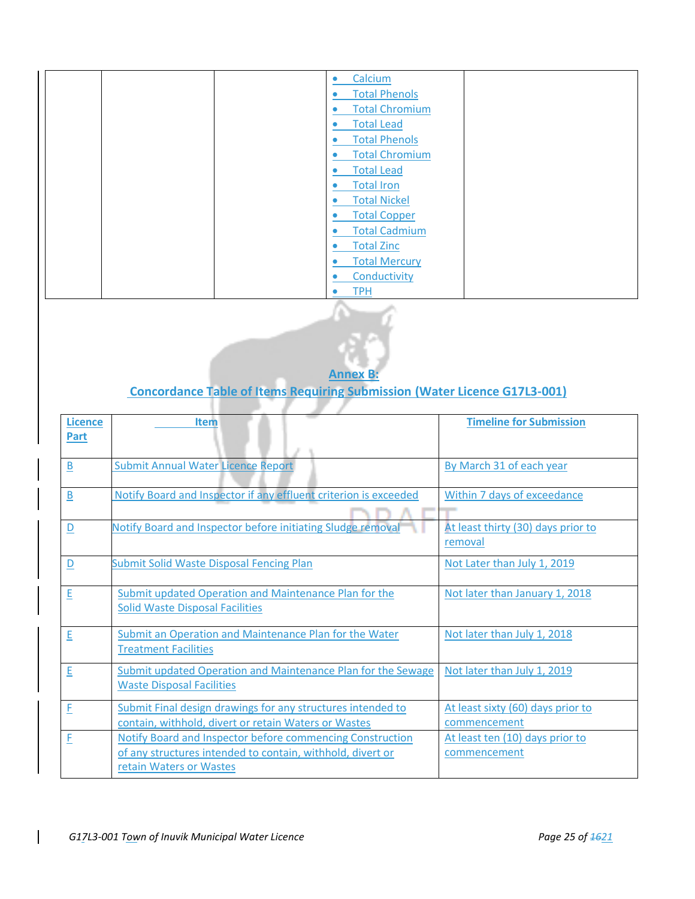| | | | | |
|---|---|---|---|---|
| | | | • Calcium<br>• Total Phenols<br>• Total Chromium<br>• Total Lead<br>• Total Phenols<br>• Total Chromium<br>• Total Lead<br>• Total Iron<br>• Total Nickel<br>• Total Copper<br>• Total Cadmium<br>• Total Zinc<br>• Total Mercury<br>• Conductivity<br>• TPH | |

## Annex B:
## Concordance Table of Items Requiring Submission (Water Licence G17L3-001)

| Licence Part | Item | Timeline for Submission |
|---|---|---|
| B | Submit Annual Water Licence Report | By March 31 of each year |
| B | Notify Board and Inspector if any effluent criterion is exceeded | Within 7 days of exceedance |
| D | Notify Board and Inspector before initiating Sludge removal | At least thirty (30) days prior to removal |
| D | Submit Solid Waste Disposal Fencing Plan | Not Later than July 1, 2019 |
| E | Submit updated Operation and Maintenance Plan for the Solid Waste Disposal Facilities | Not later than January 1, 2018 |
| E | Submit an Operation and Maintenance Plan for the Water Treatment Facilities | Not later than July 1, 2018 |
| E | Submit updated Operation and Maintenance Plan for the Sewage Waste Disposal Facilities | Not later than July 1, 2019 |
| F | Submit Final design drawings for any structures intended to contain, withhold, divert or retain Waters or Wastes | At least sixty (60) days prior to commencement |
| F | Notify Board and Inspector before commencing Construction of any structures intended to contain, withhold, divert or retain Waters or Wastes | At least ten (10) days prior to commencement |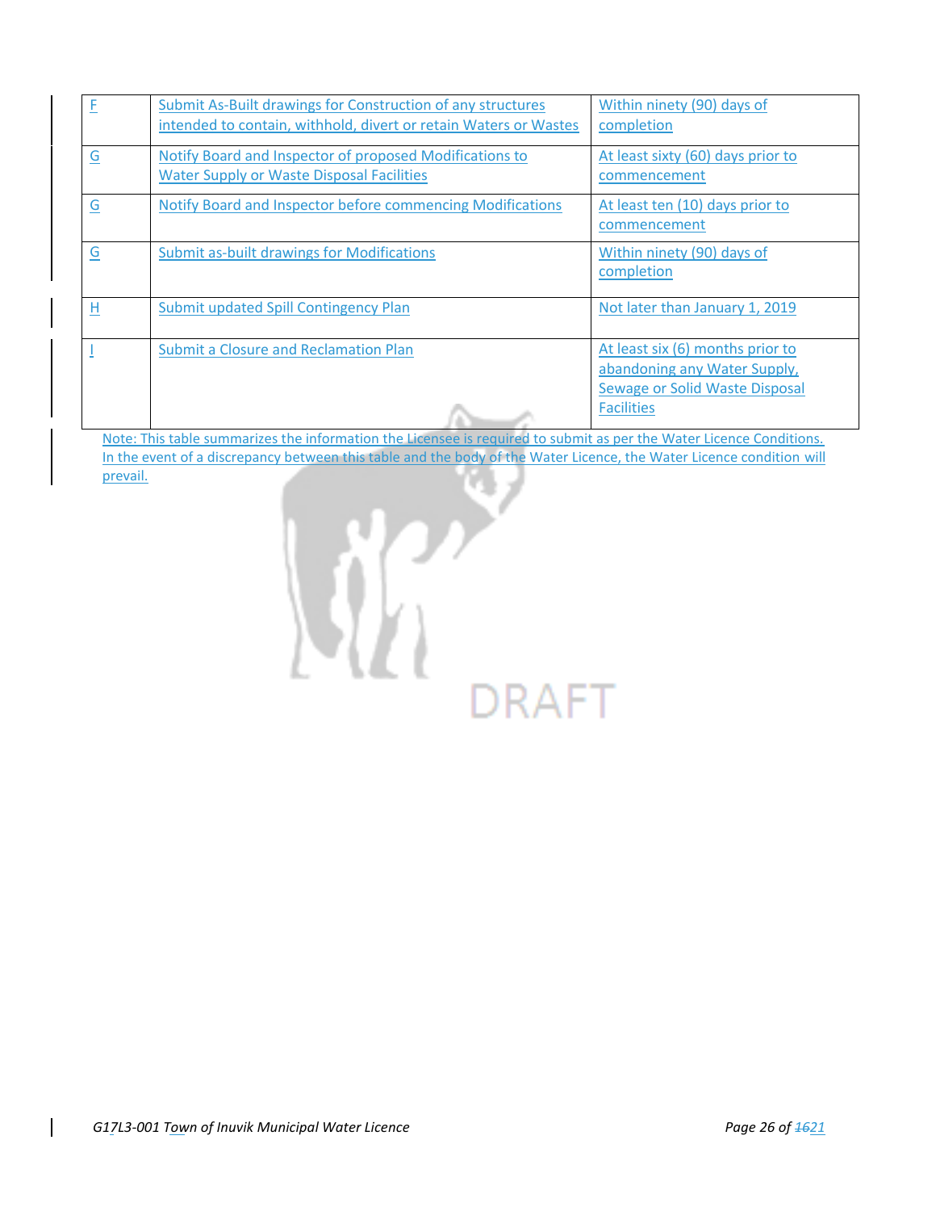| | | |
|---|---|---|
| F | Submit As-Built drawings for Construction of any structures intended to contain, withhold, divert or retain Waters or Wastes | Within ninety (90) days of completion |
| G | Notify Board and Inspector of proposed Modifications to Water Supply or Waste Disposal Facilities | At least sixty (60) days prior to commencement |
| G | Notify Board and Inspector before commencing Modifications | At least ten (10) days prior to commencement |
| G | Submit as-built drawings for Modifications | Within ninety (90) days of completion |
| H | Submit updated Spill Contingency Plan | Not later than January 1, 2019 |
| I | Submit a Closure and Reclamation Plan | At least six (6) months prior to abandoning any Water Supply, Sewage or Solid Waste Disposal Facilities |

Note: This table summarizes the information the Licensee is required to submit as per the Water Licence Conditions. In the event of a discrepancy between this table and the body of the Water Licence, the Water Licence condition will prevail.

DRAFT